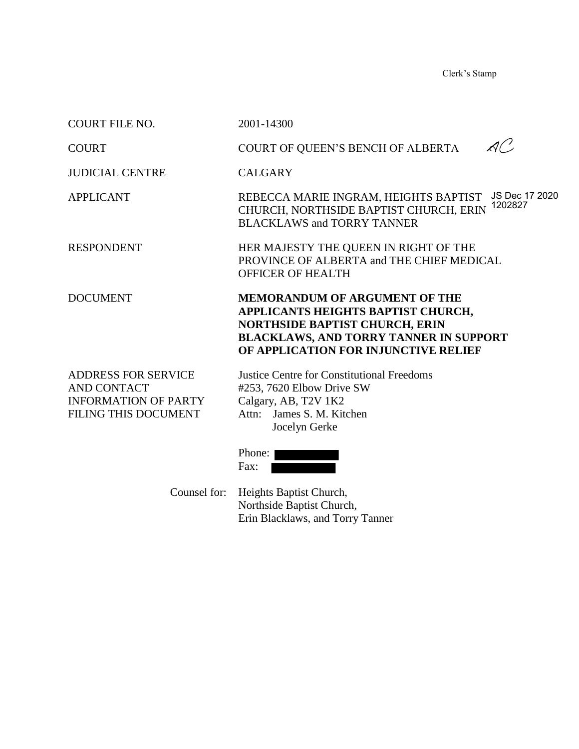Clerk's Stamp

| | |
|---|---|
| COURT FILE NO. | 2001-14300 |
| COURT | COURT OF QUEEN'S BENCH OF ALBERTA |
| JUDICIAL CENTRE | CALGARY |
| APPLICANT | REBECCA MARIE INGRAM, HEIGHTS BAPTIST CHURCH, NORTHSIDE BAPTIST CHURCH, ERIN BLACKLAWS and TORRY TANNER |
| RESPONDENT | HER MAJESTY THE QUEEN IN RIGHT OF THE PROVINCE OF ALBERTA and THE CHIEF MEDICAL OFFICER OF HEALTH |
| DOCUMENT | **MEMORANDUM OF ARGUMENT OF THE APPLICANTS HEIGHTS BAPTIST CHURCH, NORTHSIDE BAPTIST CHURCH, ERIN BLACKLAWS, AND TORRY TANNER IN SUPPORT OF APPLICATION FOR INJUNCTIVE RELIEF** |
| ADDRESS FOR SERVICE AND CONTACT INFORMATION OF PARTY FILING THIS DOCUMENT | Justice Centre for Constitutional Freedoms<br>#253, 7620 Elbow Drive SW<br>Calgary, AB, T2V 1K2<br>Attn: James S. M. Kitchen<br>Jocelyn Gerke<br><br>Phone: [redacted]<br>Fax: [redacted] |
| Counsel for: | Heights Baptist Church,<br>Northside Baptist Church,<br>Erin Blacklaws, and Torry Tanner |

AC

JS Dec 17 2020
1202827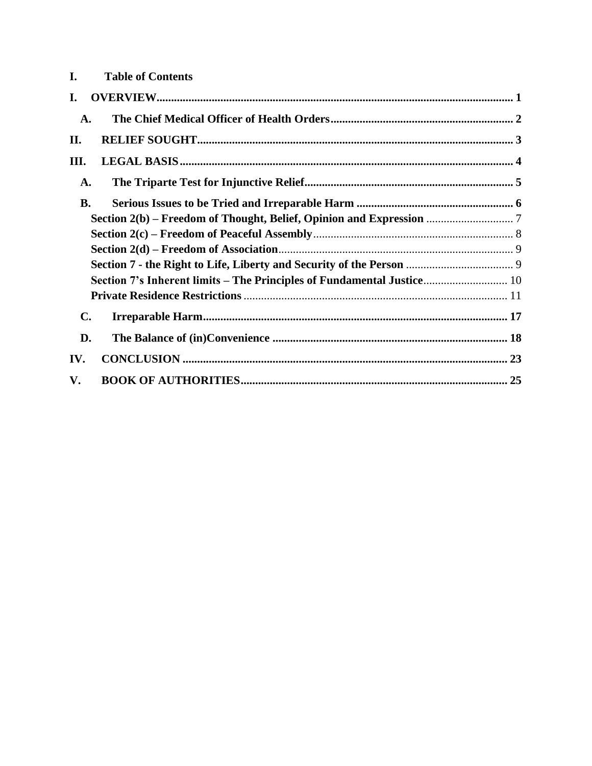# I. Table of Contents

- **I. OVERVIEW** ........ 1
  - **A. The Chief Medical Officer of Health Orders** ........ 2
- **II. RELIEF SOUGHT** ........ 3
- **III. LEGAL BASIS** ........ 4
  - **A. The Triparte Test for Injunctive Relief** ........ 5
  - **B. Serious Issues to be Tried and Irreparable Harm** ........ 6
    - **Section 2(b) – Freedom of Thought, Belief, Opinion and Expression** ........ 7
    - **Section 2(c) – Freedom of Peaceful Assembly** ........ 8
    - **Section 2(d) – Freedom of Association** ........ 9
    - **Section 7 - the Right to Life, Liberty and Security of the Person** ........ 9
    - **Section 7's Inherent limits – The Principles of Fundamental Justice** ........ 10
    - **Private Residence Restrictions** ........ 11
  - **C. Irreparable Harm** ........ 17
  - **D. The Balance of (in)Convenience** ........ 18
- **IV. CONCLUSION** ........ 23
- **V. BOOK OF AUTHORITIES** ........ 25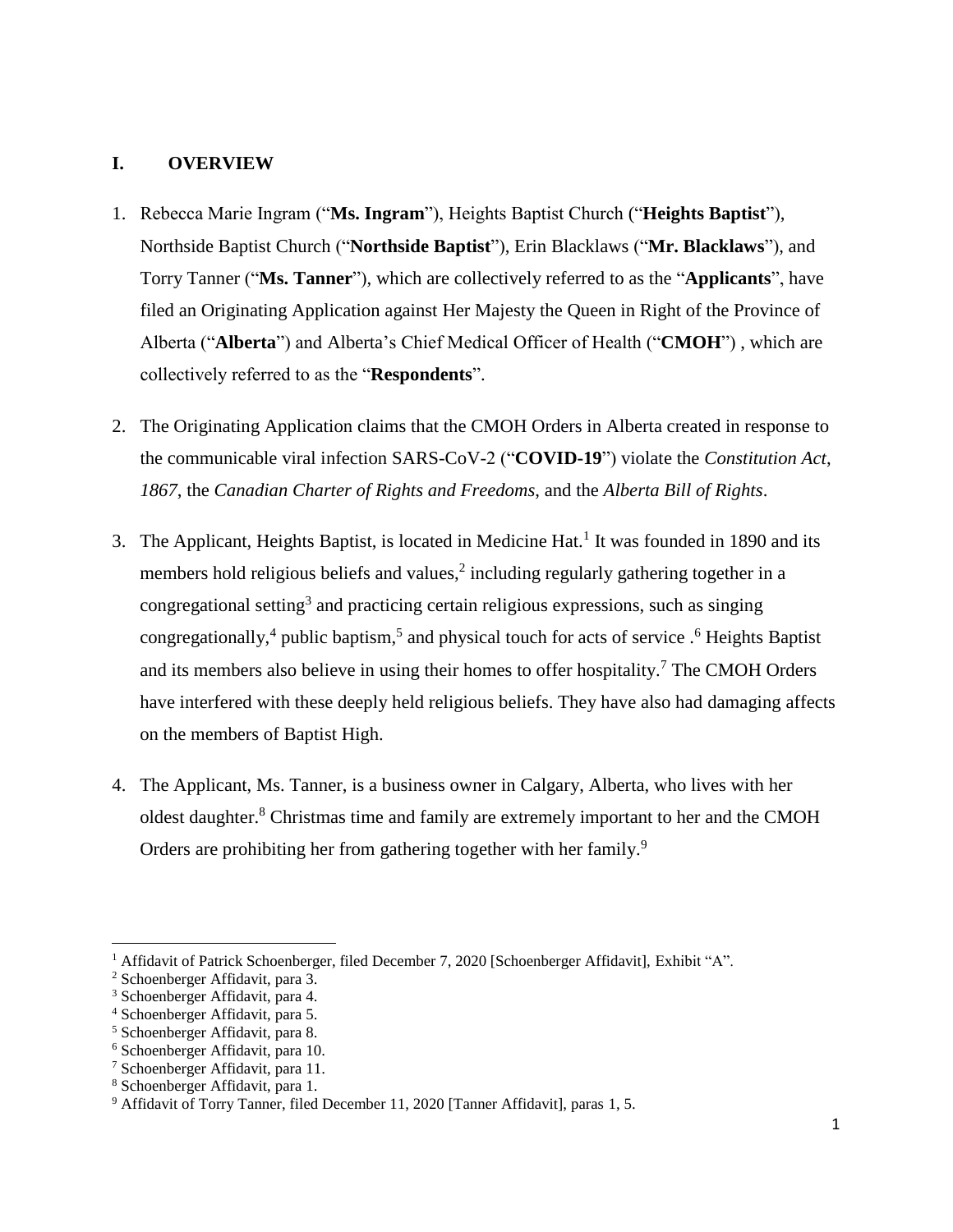## I. OVERVIEW

1. Rebecca Marie Ingram ("**Ms. Ingram**"), Heights Baptist Church ("**Heights Baptist**"), Northside Baptist Church ("**Northside Baptist**"), Erin Blacklaws ("**Mr. Blacklaws**"), and Torry Tanner ("**Ms. Tanner**"), which are collectively referred to as the "**Applicants**", have filed an Originating Application against Her Majesty the Queen in Right of the Province of Alberta ("**Alberta**") and Alberta's Chief Medical Officer of Health ("**CMOH**") , which are collectively referred to as the "**Respondents**".

2. The Originating Application claims that the CMOH Orders in Alberta created in response to the communicable viral infection SARS-CoV-2 ("**COVID-19**") violate the *Constitution Act, 1867*, the *Canadian Charter of Rights and Freedoms*, and the *Alberta Bill of Rights*.

3. The Applicant, Heights Baptist, is located in Medicine Hat.[1] It was founded in 1890 and its members hold religious beliefs and values,[2] including regularly gathering together in a congregational setting[3] and practicing certain religious expressions, such as singing congregationally,[4] public baptism,[5] and physical touch for acts of service .[6] Heights Baptist and its members also believe in using their homes to offer hospitality.[7] The CMOH Orders have interfered with these deeply held religious beliefs. They have also had damaging affects on the members of Baptist High.

4. The Applicant, Ms. Tanner, is a business owner in Calgary, Alberta, who lives with her oldest daughter.[8] Christmas time and family are extremely important to her and the CMOH Orders are prohibiting her from gathering together with her family.[9]

---

[1] Affidavit of Patrick Schoenberger, filed December 7, 2020 [Schoenberger Affidavit], Exhibit "A".
[2] Schoenberger Affidavit, para 3.
[3] Schoenberger Affidavit, para 4.
[4] Schoenberger Affidavit, para 5.
[5] Schoenberger Affidavit, para 8.
[6] Schoenberger Affidavit, para 10.
[7] Schoenberger Affidavit, para 11.
[8] Schoenberger Affidavit, para 1.
[9] Affidavit of Torry Tanner, filed December 11, 2020 [Tanner Affidavit], paras 1, 5.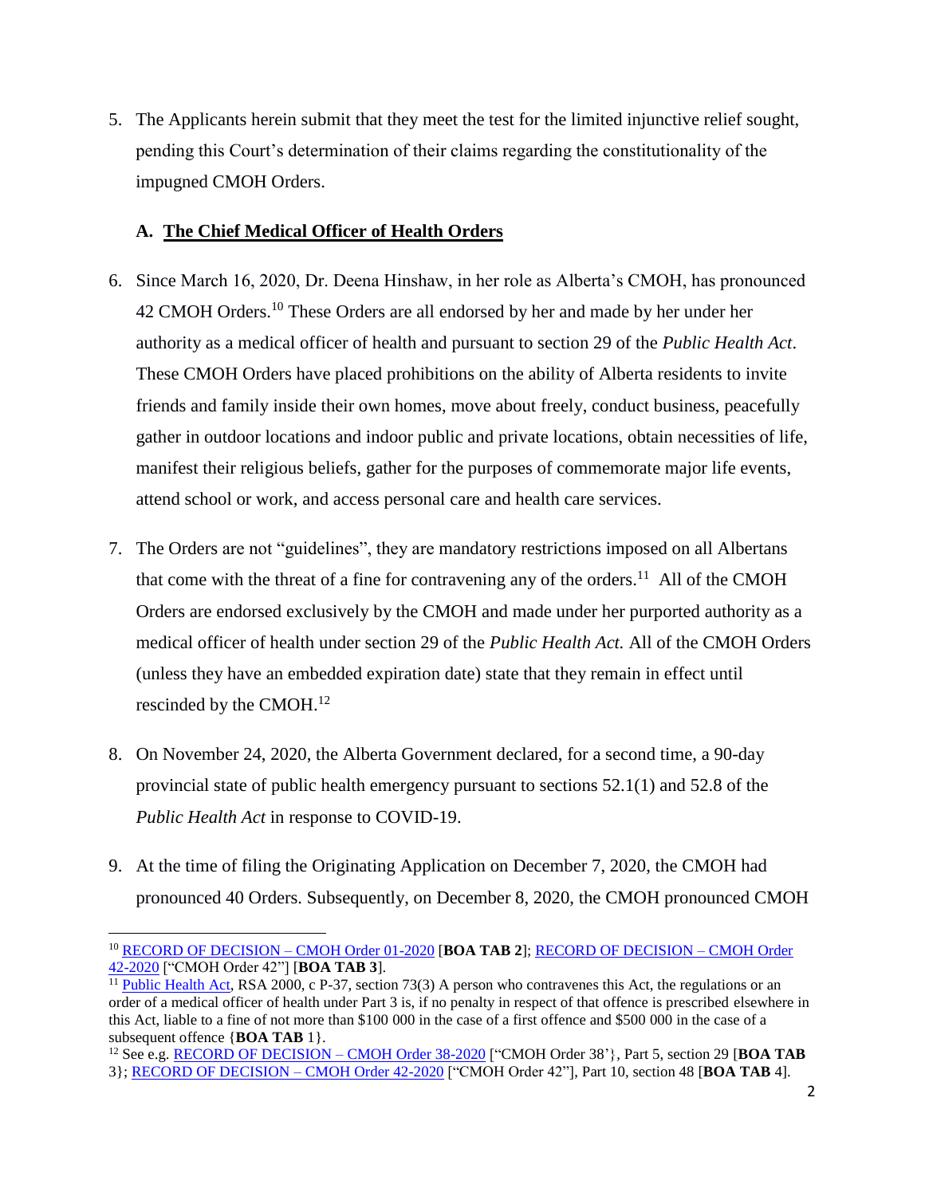5. The Applicants herein submit that they meet the test for the limited injunctive relief sought, pending this Court's determination of their claims regarding the constitutionality of the impugned CMOH Orders.

### A. **The Chief Medical Officer of Health Orders**

6. Since March 16, 2020, Dr. Deena Hinshaw, in her role as Alberta's CMOH, has pronounced 42 CMOH Orders.[10] These Orders are all endorsed by her and made by her under her authority as a medical officer of health and pursuant to section 29 of the *Public Health Act*. These CMOH Orders have placed prohibitions on the ability of Alberta residents to invite friends and family inside their own homes, move about freely, conduct business, peacefully gather in outdoor locations and indoor public and private locations, obtain necessities of life, manifest their religious beliefs, gather for the purposes of commemorate major life events, attend school or work, and access personal care and health care services.

7. The Orders are not "guidelines", they are mandatory restrictions imposed on all Albertans that come with the threat of a fine for contravening any of the orders.[11] All of the CMOH Orders are endorsed exclusively by the CMOH and made under her purported authority as a medical officer of health under section 29 of the *Public Health Act.* All of the CMOH Orders (unless they have an embedded expiration date) state that they remain in effect until rescinded by the CMOH.[12]

8. On November 24, 2020, the Alberta Government declared, for a second time, a 90-day provincial state of public health emergency pursuant to sections 52.1(1) and 52.8 of the *Public Health Act* in response to COVID-19.

9. At the time of filing the Originating Application on December 7, 2020, the CMOH had pronounced 40 Orders. Subsequently, on December 8, 2020, the CMOH pronounced CMOH

---

[10] RECORD OF DECISION – CMOH Order 01-2020 [**BOA TAB 2**]; RECORD OF DECISION – CMOH Order 42-2020 ["CMOH Order 42"] [**BOA TAB 3**].

[11] Public Health Act, RSA 2000, c P-37, section 73(3) A person who contravenes this Act, the regulations or an order of a medical officer of health under Part 3 is, if no penalty in respect of that offence is prescribed elsewhere in this Act, liable to a fine of not more than $100 000 in the case of a first offence and $500 000 in the case of a subsequent offence {**BOA TAB** 1}.

[12] See e.g. RECORD OF DECISION – CMOH Order 38-2020 ["CMOH Order 38'}, Part 5, section 29 [**BOA TAB** 3}; RECORD OF DECISION – CMOH Order 42-2020 ["CMOH Order 42"], Part 10, section 48 [**BOA TAB** 4].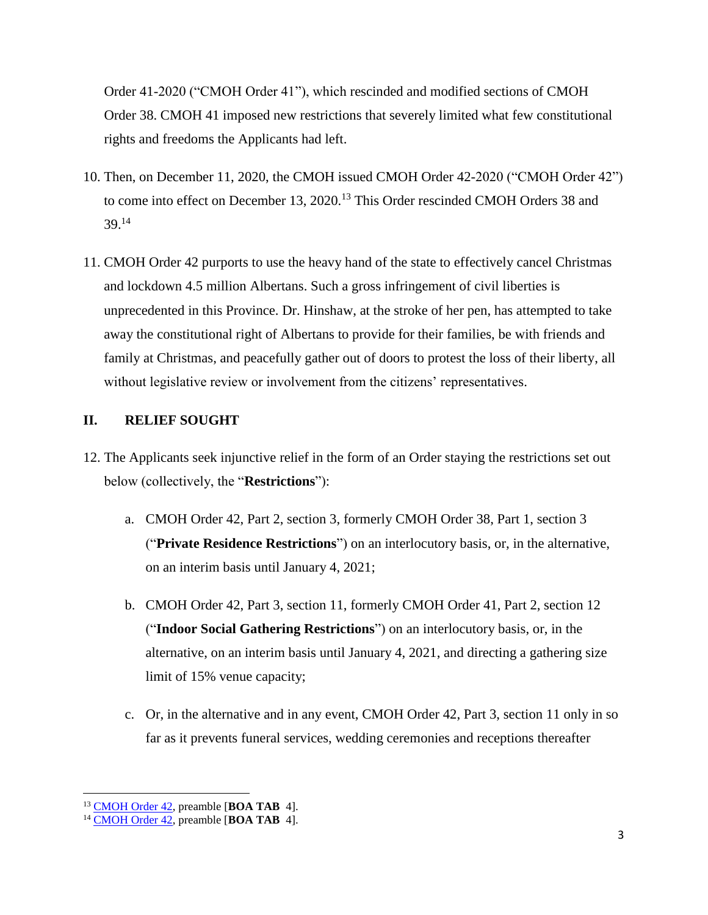Order 41-2020 ("CMOH Order 41"), which rescinded and modified sections of CMOH Order 38. CMOH 41 imposed new restrictions that severely limited what few constitutional rights and freedoms the Applicants had left.

10. Then, on December 11, 2020, the CMOH issued CMOH Order 42-2020 ("CMOH Order 42") to come into effect on December 13, 2020.[13] This Order rescinded CMOH Orders 38 and 39.[14]

11. CMOH Order 42 purports to use the heavy hand of the state to effectively cancel Christmas and lockdown 4.5 million Albertans. Such a gross infringement of civil liberties is unprecedented in this Province. Dr. Hinshaw, at the stroke of her pen, has attempted to take away the constitutional right of Albertans to provide for their families, be with friends and family at Christmas, and peacefully gather out of doors to protest the loss of their liberty, all without legislative review or involvement from the citizens' representatives.

## II. RELIEF SOUGHT

12. The Applicants seek injunctive relief in the form of an Order staying the restrictions set out below (collectively, the "**Restrictions**"):

    a. CMOH Order 42, Part 2, section 3, formerly CMOH Order 38, Part 1, section 3 ("**Private Residence Restrictions**") on an interlocutory basis, or, in the alternative, on an interim basis until January 4, 2021;

    b. CMOH Order 42, Part 3, section 11, formerly CMOH Order 41, Part 2, section 12 ("**Indoor Social Gathering Restrictions**") on an interlocutory basis, or, in the alternative, on an interim basis until January 4, 2021, and directing a gathering size limit of 15% venue capacity;

    c. Or, in the alternative and in any event, CMOH Order 42, Part 3, section 11 only in so far as it prevents funeral services, wedding ceremonies and receptions thereafter

---

[13] CMOH Order 42, preamble [**BOA TAB** 4].

[14] CMOH Order 42, preamble [**BOA TAB** 4].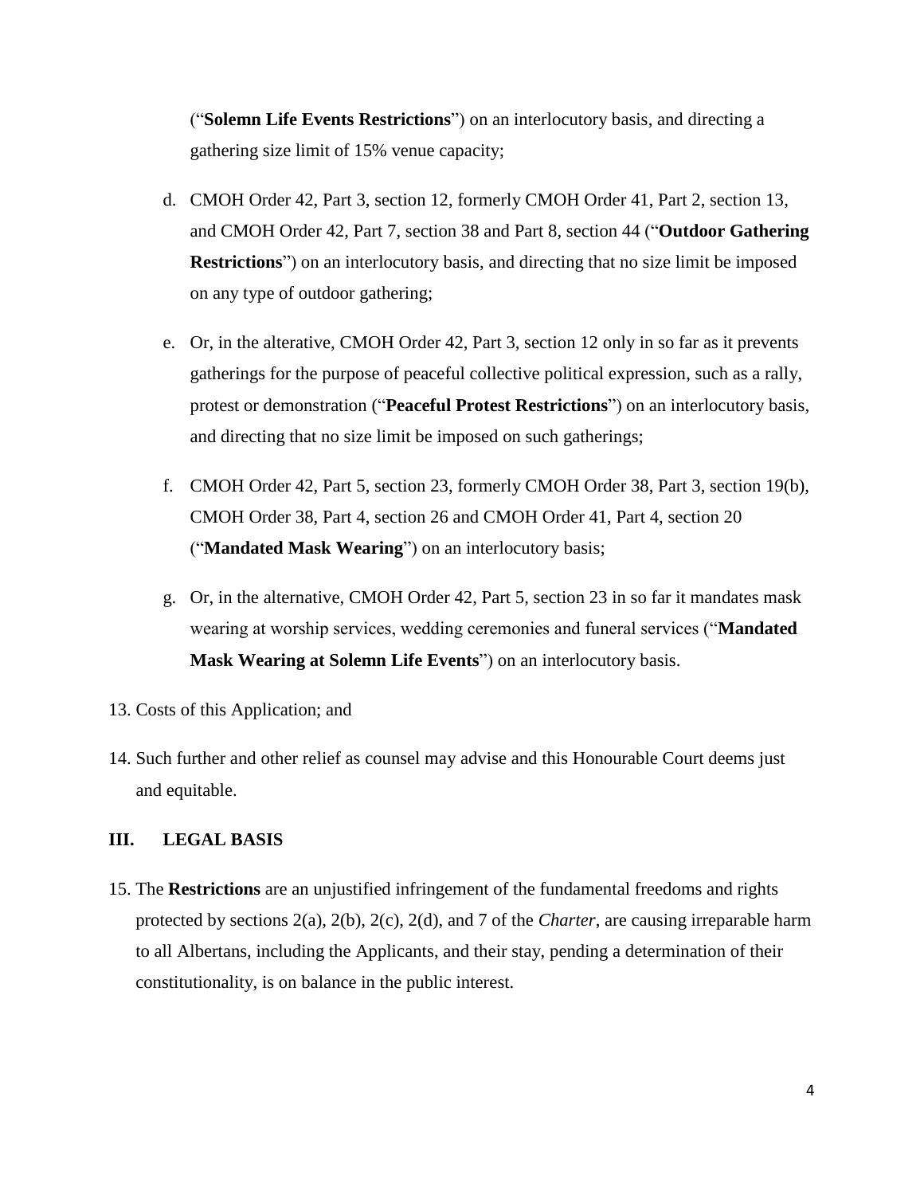("**Solemn Life Events Restrictions**") on an interlocutory basis, and directing a gathering size limit of 15% venue capacity;

d. CMOH Order 42, Part 3, section 12, formerly CMOH Order 41, Part 2, section 13, and CMOH Order 42, Part 7, section 38 and Part 8, section 44 ("**Outdoor Gathering Restrictions**") on an interlocutory basis, and directing that no size limit be imposed on any type of outdoor gathering;

e. Or, in the alterative, CMOH Order 42, Part 3, section 12 only in so far as it prevents gatherings for the purpose of peaceful collective political expression, such as a rally, protest or demonstration ("**Peaceful Protest Restrictions**") on an interlocutory basis, and directing that no size limit be imposed on such gatherings;

f. CMOH Order 42, Part 5, section 23, formerly CMOH Order 38, Part 3, section 19(b), CMOH Order 38, Part 4, section 26 and CMOH Order 41, Part 4, section 20 ("**Mandated Mask Wearing**") on an interlocutory basis;

g. Or, in the alternative, CMOH Order 42, Part 5, section 23 in so far it mandates mask wearing at worship services, wedding ceremonies and funeral services ("**Mandated Mask Wearing at Solemn Life Events**") on an interlocutory basis.

13. Costs of this Application; and

14. Such further and other relief as counsel may advise and this Honourable Court deems just and equitable.

## III. LEGAL BASIS

15. The **Restrictions** are an unjustified infringement of the fundamental freedoms and rights protected by sections 2(a), 2(b), 2(c), 2(d), and 7 of the *Charter*, are causing irreparable harm to all Albertans, including the Applicants, and their stay, pending a determination of their constitutionality, is on balance in the public interest.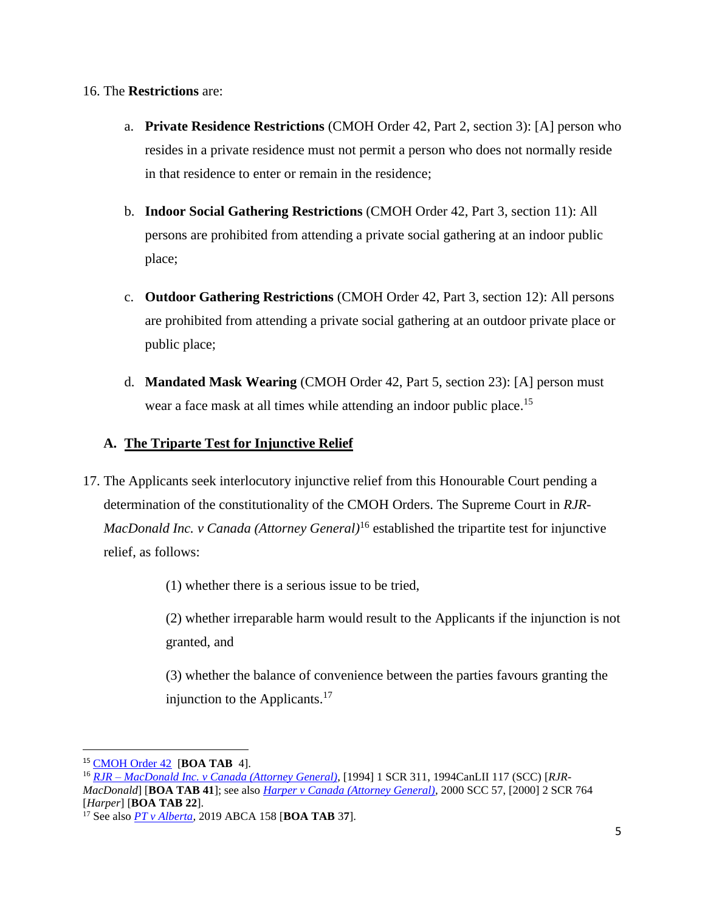16. The **Restrictions** are:

a. **Private Residence Restrictions** (CMOH Order 42, Part 2, section 3): [A] person who resides in a private residence must not permit a person who does not normally reside in that residence to enter or remain in the residence;

b. **Indoor Social Gathering Restrictions** (CMOH Order 42, Part 3, section 11): All persons are prohibited from attending a private social gathering at an indoor public place;

c. **Outdoor Gathering Restrictions** (CMOH Order 42, Part 3, section 12): All persons are prohibited from attending a private social gathering at an outdoor private place or public place;

d. **Mandated Mask Wearing** (CMOH Order 42, Part 5, section 23): [A] person must wear a face mask at all times while attending an indoor public place.[15]

### A. <u>The Triparte Test for Injunctive Relief</u>

17. The Applicants seek interlocutory injunctive relief from this Honourable Court pending a determination of the constitutionality of the CMOH Orders. The Supreme Court in *RJR-MacDonald Inc. v Canada (Attorney General)*[16] established the tripartite test for injunctive relief, as follows:

> (1) whether there is a serious issue to be tried,
>
> (2) whether irreparable harm would result to the Applicants if the injunction is not granted, and
>
> (3) whether the balance of convenience between the parties favours granting the injunction to the Applicants.[17]

---

[15] CMOH Order 42 [**BOA TAB** 4].

[16] *RJR – MacDonald Inc. v Canada (Attorney General)*, [1994] 1 SCR 311, 1994CanLII 117 (SCC) [*RJR-MacDonald*] [**BOA TAB 41**]; see also *Harper v Canada (Attorney General)*, 2000 SCC 57, [2000] 2 SCR 764 [*Harper*] [**BOA TAB 22**].

[17] See also *PT v Alberta*, 2019 ABCA 158 [**BOA TAB** 37].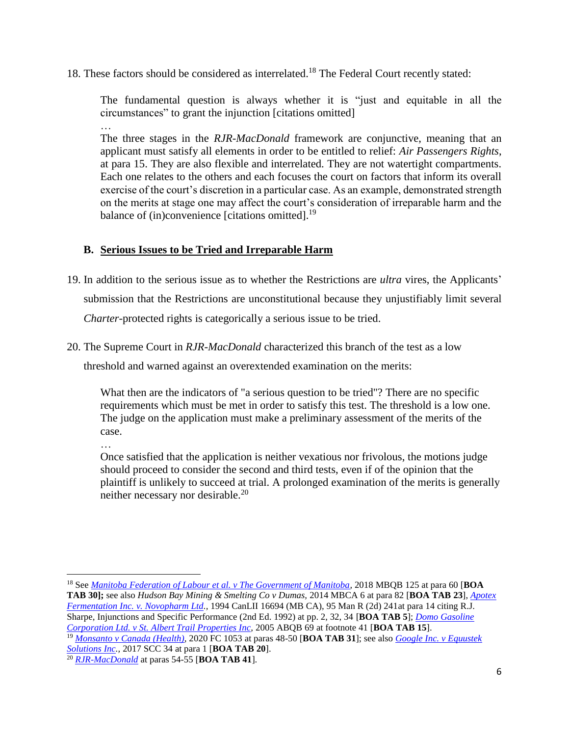18. These factors should be considered as interrelated.[18] The Federal Court recently stated:

> The fundamental question is always whether it is "just and equitable in all the circumstances" to grant the injunction [citations omitted]
>
> …
>
> The three stages in the *RJR-MacDonald* framework are conjunctive, meaning that an applicant must satisfy all elements in order to be entitled to relief: *Air Passengers Rights*, at para 15. They are also flexible and interrelated. They are not watertight compartments. Each one relates to the others and each focuses the court on factors that inform its overall exercise of the court's discretion in a particular case. As an example, demonstrated strength on the merits at stage one may affect the court's consideration of irreparable harm and the balance of (in)convenience [citations omitted].[19]

### B. Serious Issues to be Tried and Irreparable Harm

19. In addition to the serious issue as to whether the Restrictions are *ultra* vires, the Applicants' submission that the Restrictions are unconstitutional because they unjustifiably limit several *Charter*-protected rights is categorically a serious issue to be tried.

20. The Supreme Court in *RJR-MacDonald* characterized this branch of the test as a low threshold and warned against an overextended examination on the merits:

> What then are the indicators of "a serious question to be tried"? There are no specific requirements which must be met in order to satisfy this test. The threshold is a low one. The judge on the application must make a preliminary assessment of the merits of the case.
>
> …
>
> Once satisfied that the application is neither vexatious nor frivolous, the motions judge should proceed to consider the second and third tests, even if of the opinion that the plaintiff is unlikely to succeed at trial. A prolonged examination of the merits is generally neither necessary nor desirable.[20]

---

[18] See *Manitoba Federation of Labour et al. v The Government of Manitoba*, 2018 MBQB 125 at para 60 [**BOA TAB 30**]**;** see also *Hudson Bay Mining & Smelting Co v Dumas*, 2014 MBCA 6 at para 82 [**BOA TAB 23**], *Apotex Fermentation Inc. v. Novopharm Ltd.*, 1994 CanLII 16694 (MB CA), 95 Man R (2d) 241at para 14 citing R.J. Sharpe, Injunctions and Specific Performance (2nd Ed. 1992) at pp. 2, 32, 34 [**BOA TAB 5**]; *Domo Gasoline Corporation Ltd. v St. Albert Trail Properties Inc*, 2005 ABQB 69 at footnote 41 [**BOA TAB 15**].

[19] *Monsanto v Canada (Health)*, 2020 FC 1053 at paras 48-50 [**BOA TAB 31**]; see also *Google Inc. v Equustek Solutions Inc.*, 2017 SCC 34 at para 1 [**BOA TAB 20**].

[20] *RJR-MacDonald* at paras 54-55 [**BOA TAB 41**].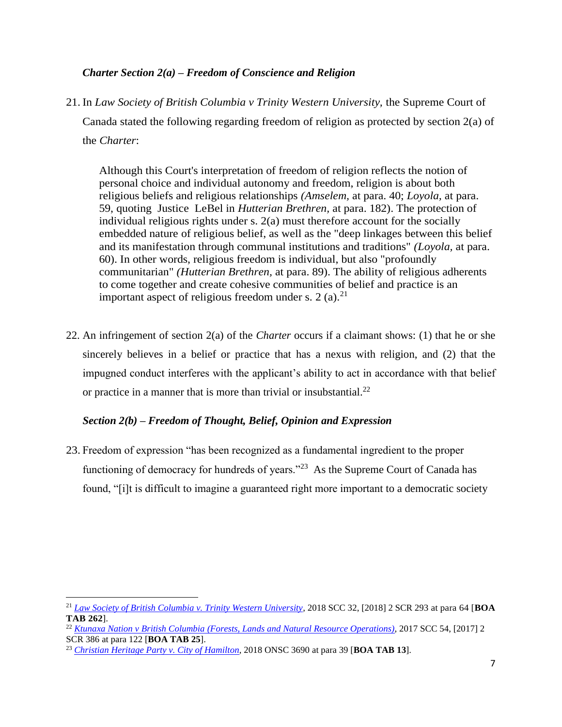### *Charter Section 2(a) – Freedom of Conscience and Religion*

21. In *Law Society of British Columbia v Trinity Western University*, the Supreme Court of Canada stated the following regarding freedom of religion as protected by section 2(a) of the *Charter*:

> Although this Court's interpretation of freedom of religion reflects the notion of personal choice and individual autonomy and freedom, religion is about both religious beliefs and religious relationships *(Amselem,* at para. 40; *Loyola,* at para. 59, quoting Justice LeBel in *Hutterian Brethren,* at para. 182). The protection of individual religious rights under s. 2(a) must therefore account for the socially embedded nature of religious belief, as well as the "deep linkages between this belief and its manifestation through communal institutions and traditions" *(Loyola,* at para. 60). In other words, religious freedom is individual, but also "profoundly communitarian" *(Hutterian Brethren,* at para. 89). The ability of religious adherents to come together and create cohesive communities of belief and practice is an important aspect of religious freedom under s. 2 (a).[21]

22. An infringement of section 2(a) of the *Charter* occurs if a claimant shows: (1) that he or she sincerely believes in a belief or practice that has a nexus with religion, and (2) that the impugned conduct interferes with the applicant's ability to act in accordance with that belief or practice in a manner that is more than trivial or insubstantial.[22]

### *Section 2(b) – Freedom of Thought, Belief, Opinion and Expression*

23. Freedom of expression "has been recognized as a fundamental ingredient to the proper functioning of democracy for hundreds of years."[23] As the Supreme Court of Canada has found, "[i]t is difficult to imagine a guaranteed right more important to a democratic society

---

[21] *Law Society of British Columbia v. Trinity Western University*, 2018 SCC 32, [2018] 2 SCR 293 at para 64 [**BOA TAB 262**].

[22] *Ktunaxa Nation v British Columbia (Forests, Lands and Natural Resource Operations)*, 2017 SCC 54, [2017] 2 SCR 386 at para 122 [**BOA TAB 25**].

[23] *Christian Heritage Party v. City of Hamilton*, 2018 ONSC 3690 at para 39 [**BOA TAB 13**].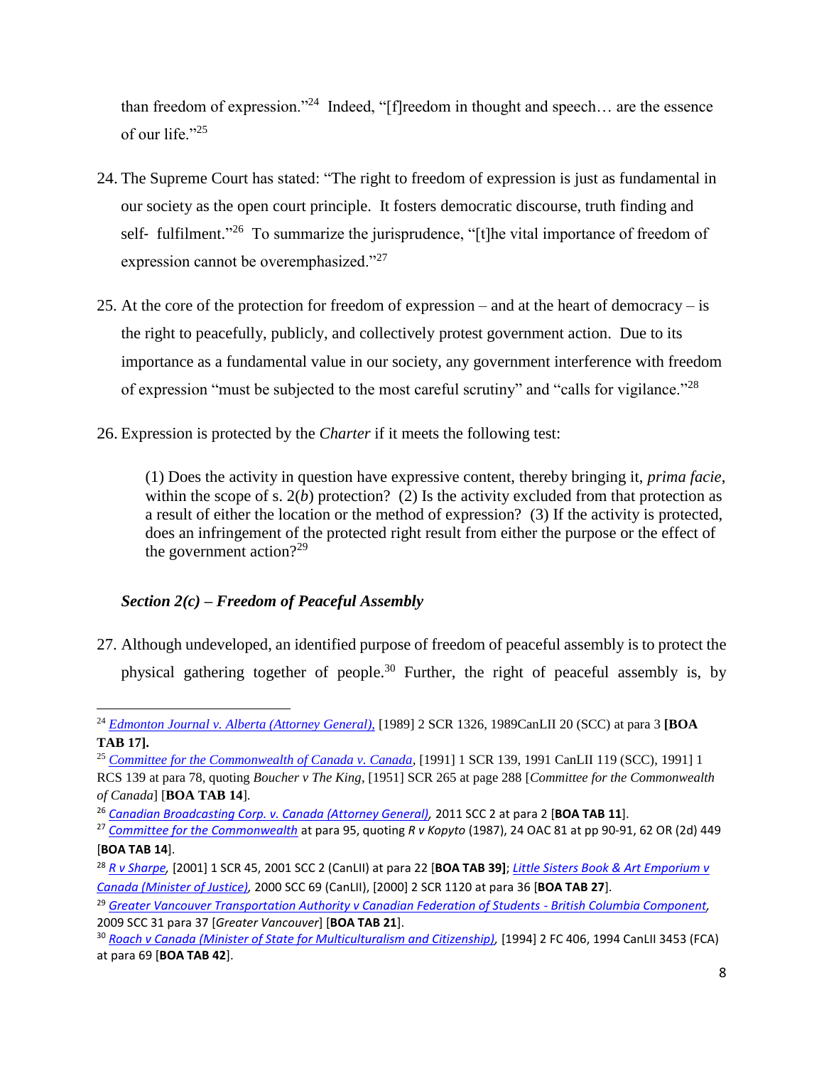than freedom of expression."[24] Indeed, "[f]reedom in thought and speech… are the essence of our life."[25]

24. The Supreme Court has stated: "The right to freedom of expression is just as fundamental in our society as the open court principle. It fosters democratic discourse, truth finding and self- fulfilment."[26] To summarize the jurisprudence, "[t]he vital importance of freedom of expression cannot be overemphasized."[27]

25. At the core of the protection for freedom of expression – and at the heart of democracy – is the right to peacefully, publicly, and collectively protest government action. Due to its importance as a fundamental value in our society, any government interference with freedom of expression "must be subjected to the most careful scrutiny" and "calls for vigilance."[28]

26. Expression is protected by the *Charter* if it meets the following test:

> (1) Does the activity in question have expressive content, thereby bringing it, *prima facie*, within the scope of s. 2(*b*) protection? (2) Is the activity excluded from that protection as a result of either the location or the method of expression? (3) If the activity is protected, does an infringement of the protected right result from either the purpose or the effect of the government action?[29]

### *Section 2(c) – Freedom of Peaceful Assembly*

27. Although undeveloped, an identified purpose of freedom of peaceful assembly is to protect the physical gathering together of people.[30] Further, the right of peaceful assembly is, by

---

[24] *Edmonton Journal v. Alberta (Attorney General),* [1989] 2 SCR 1326, 1989CanLII 20 (SCC) at para 3 **[BOA TAB 17].**

[25] *Committee for the Commonwealth of Canada v. Canada*, [1991] 1 SCR 139, 1991 CanLII 119 (SCC), 1991] 1 RCS 139 at para 78, quoting *Boucher v The King*, [1951] SCR 265 at page 288 [*Committee for the Commonwealth of Canada*] [**BOA TAB 14**].

[26] *Canadian Broadcasting Corp. v. Canada (Attorney General),* 2011 SCC 2 at para 2 [**BOA TAB 11**].

[27] *Committee for the Commonwealth* at para 95, quoting *R v Kopyto* (1987), 24 OAC 81 at pp 90-91, 62 OR (2d) 449 [**BOA TAB 14**].

[28] *R v Sharpe,* [2001] 1 SCR 45, 2001 SCC 2 (CanLII) at para 22 [**BOA TAB 39]**; *Little Sisters Book & Art Emporium v Canada (Minister of Justice),* 2000 SCC 69 (CanLII), [2000] 2 SCR 1120 at para 36 [**BOA TAB 27**].

[29] *Greater Vancouver Transportation Authority v Canadian Federation of Students - British Columbia Component,* 2009 SCC 31 para 37 [*Greater Vancouver*] [**BOA TAB 21**].

[30] *Roach v Canada (Minister of State for Multiculturalism and Citizenship),* [1994] 2 FC 406, 1994 CanLII 3453 (FCA) at para 69 [**BOA TAB 42**].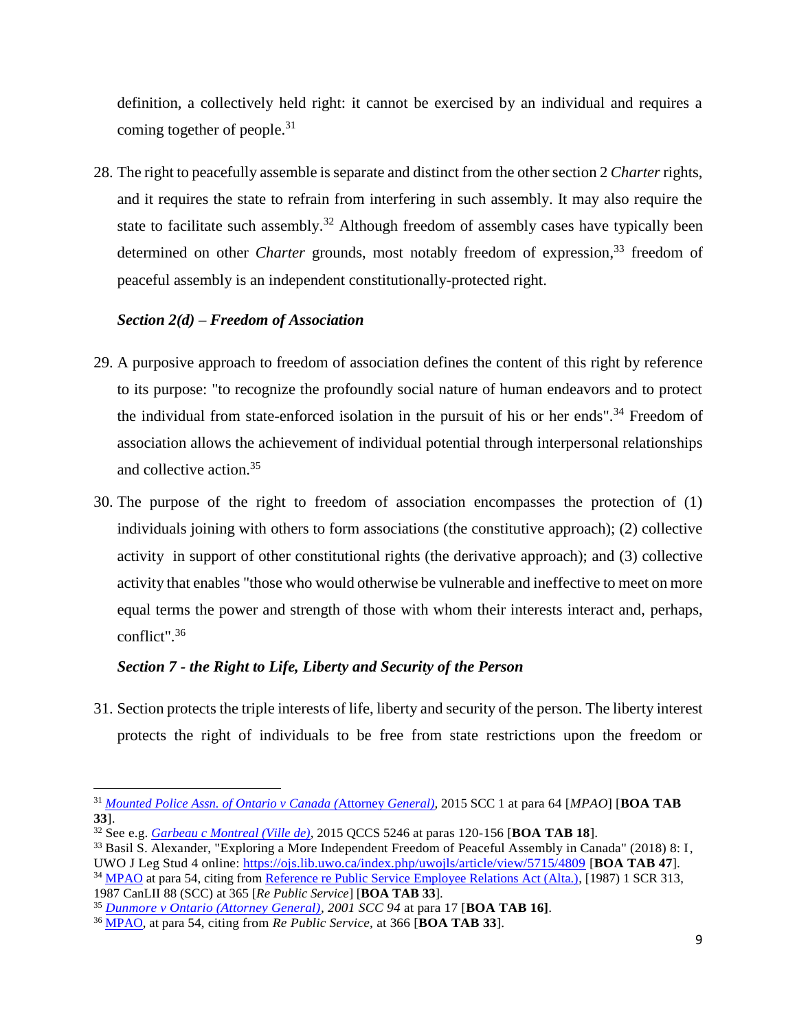definition, a collectively held right: it cannot be exercised by an individual and requires a coming together of people.[31]

28. The right to peacefully assemble is separate and distinct from the other section 2 *Charter* rights, and it requires the state to refrain from interfering in such assembly. It may also require the state to facilitate such assembly.[32] Although freedom of assembly cases have typically been determined on other *Charter* grounds, most notably freedom of expression,[33] freedom of peaceful assembly is an independent constitutionally-protected right.

***Section 2(d) – Freedom of Association***

29. A purposive approach to freedom of association defines the content of this right by reference to its purpose: "to recognize the profoundly social nature of human endeavors and to protect the individual from state-enforced isolation in the pursuit of his or her ends".[34] Freedom of association allows the achievement of individual potential through interpersonal relationships and collective action.[35]

30. The purpose of the right to freedom of association encompasses the protection of (1) individuals joining with others to form associations (the constitutive approach); (2) collective activity in support of other constitutional rights (the derivative approach); and (3) collective activity that enables "those who would otherwise be vulnerable and ineffective to meet on more equal terms the power and strength of those with whom their interests interact and, perhaps, conflict".[36]

***Section 7 - the Right to Life, Liberty and Security of the Person***

31. Section protects the triple interests of life, liberty and security of the person. The liberty interest protects the right of individuals to be free from state restrictions upon the freedom or

---

[31] *Mounted Police Assn. of Ontario v Canada (Attorney General)*, 2015 SCC 1 at para 64 [*MPAO*] [**BOA TAB 33**].

[32] See e.g. *Garbeau c Montreal (Ville de)*, 2015 QCCS 5246 at paras 120-156 [**BOA TAB 18**].

[33] Basil S. Alexander, "Exploring a More Independent Freedom of Peaceful Assembly in Canada" (2018) 8: I, UWO J Leg Stud 4 online: https://ojs.lib.uwo.ca/index.php/uwojls/article/view/5715/4809 [**BOA TAB 47**].

[34] MPAO at para 54, citing from Reference re Public Service Employee Relations Act (Alta.), [1987] 1 SCR 313, 1987 CanLII 88 (SCC) at 365 [*Re Public Service*] [**BOA TAB 33**].

[35] *Dunmore v Ontario (Attorney General)*, *2001 SCC 94* at para 17 [**BOA TAB 16]**.

[36] MPAO, at para 54, citing from *Re Public Service,* at 366 [**BOA TAB 33**].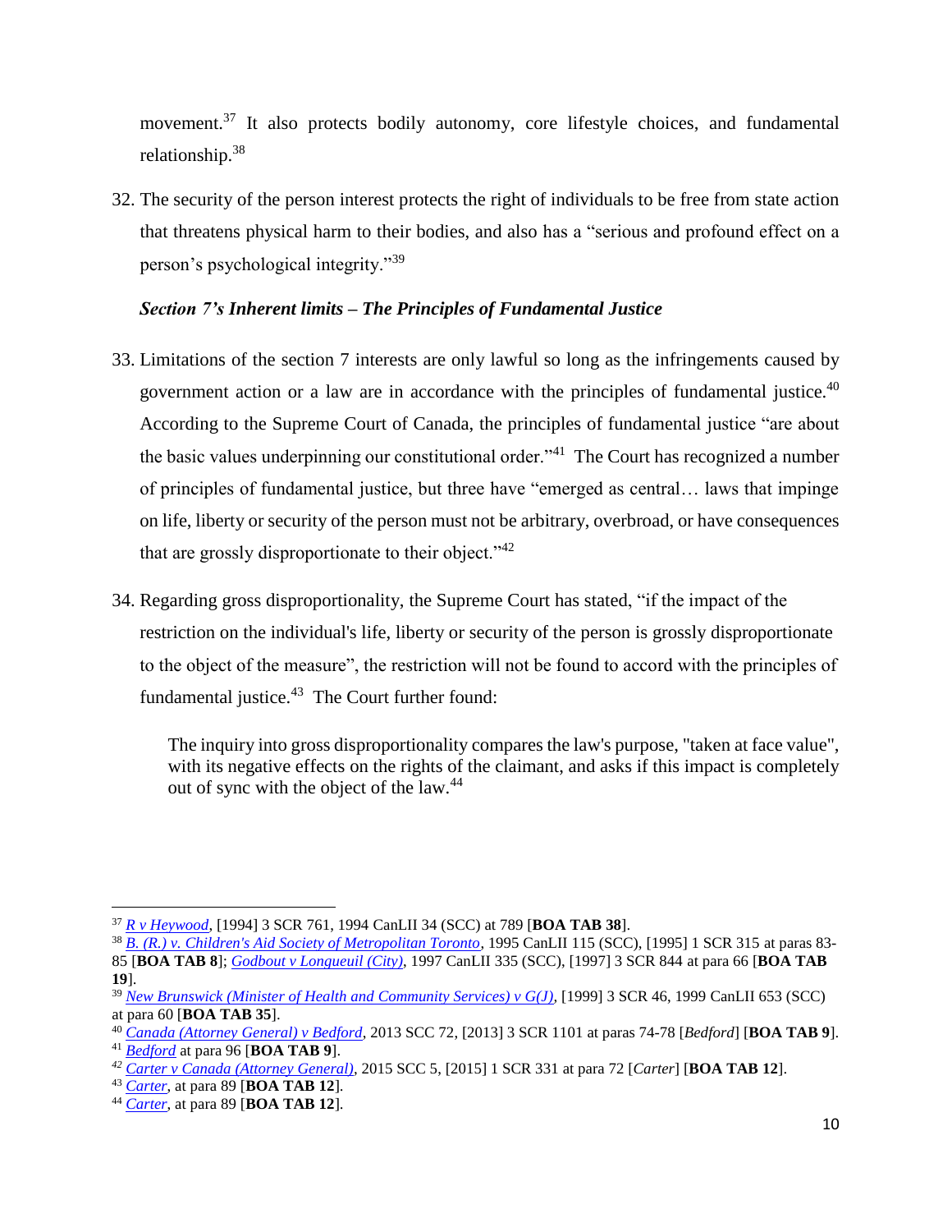movement.[37] It also protects bodily autonomy, core lifestyle choices, and fundamental relationship.[38]

32. The security of the person interest protects the right of individuals to be free from state action that threatens physical harm to their bodies, and also has a "serious and profound effect on a person's psychological integrity."[39]

***Section 7's Inherent limits – The Principles of Fundamental Justice***

33. Limitations of the section 7 interests are only lawful so long as the infringements caused by government action or a law are in accordance with the principles of fundamental justice.[40] According to the Supreme Court of Canada, the principles of fundamental justice "are about the basic values underpinning our constitutional order."[41] The Court has recognized a number of principles of fundamental justice, but three have "emerged as central… laws that impinge on life, liberty or security of the person must not be arbitrary, overbroad, or have consequences that are grossly disproportionate to their object."[42]

34. Regarding gross disproportionality, the Supreme Court has stated, "if the impact of the restriction on the individual's life, liberty or security of the person is grossly disproportionate to the object of the measure", the restriction will not be found to accord with the principles of fundamental justice.[43] The Court further found:

> The inquiry into gross disproportionality compares the law's purpose, "taken at face value", with its negative effects on the rights of the claimant, and asks if this impact is completely out of sync with the object of the law.[44]

---

[37] *R v Heywood*, [1994] 3 SCR 761, 1994 CanLII 34 (SCC) at 789 [**BOA TAB 38**].

[38] *B. (R.) v. Children's Aid Society of Metropolitan Toronto*, 1995 CanLII 115 (SCC), [1995] 1 SCR 315 at paras 83-85 [**BOA TAB 8**]; *Godbout v Longueuil (City)*, 1997 CanLII 335 (SCC), [1997] 3 SCR 844 at para 66 [**BOA TAB 19**].

[39] *New Brunswick (Minister of Health and Community Services) v G(J)*, [1999] 3 SCR 46, 1999 CanLII 653 (SCC) at para 60 [**BOA TAB 35**].

[40] *Canada (Attorney General) v Bedford*, 2013 SCC 72, [2013] 3 SCR 1101 at paras 74-78 [*Bedford*] [**BOA TAB 9**].

[41] *Bedford* at para 96 [**BOA TAB 9**].

[42] *Carter v Canada (Attorney General)*, 2015 SCC 5, [2015] 1 SCR 331 at para 72 [*Carter*] [**BOA TAB 12**].

[43] *Carter*, at para 89 [**BOA TAB 12**].

[44] *Carter*, at para 89 [**BOA TAB 12**].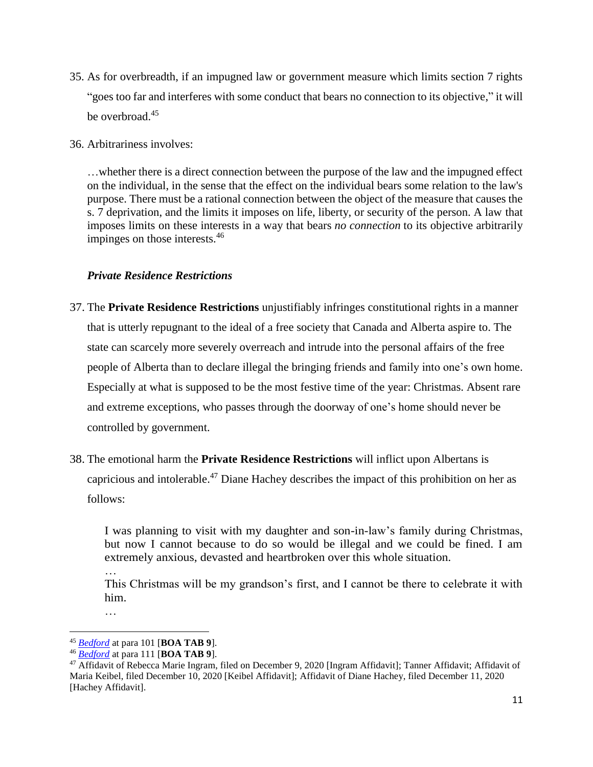35. As for overbreadth, if an impugned law or government measure which limits section 7 rights "goes too far and interferes with some conduct that bears no connection to its objective," it will be overbroad.[45]

36. Arbitrariness involves:

> …whether there is a direct connection between the purpose of the law and the impugned effect on the individual, in the sense that the effect on the individual bears some relation to the law's purpose. There must be a rational connection between the object of the measure that causes the s. 7 deprivation, and the limits it imposes on life, liberty, or security of the person. A law that imposes limits on these interests in a way that bears *no connection* to its objective arbitrarily impinges on those interests.[46]

### *Private Residence Restrictions*

37. The **Private Residence Restrictions** unjustifiably infringes constitutional rights in a manner that is utterly repugnant to the ideal of a free society that Canada and Alberta aspire to. The state can scarcely more severely overreach and intrude into the personal affairs of the free people of Alberta than to declare illegal the bringing friends and family into one's own home. Especially at what is supposed to be the most festive time of the year: Christmas. Absent rare and extreme exceptions, who passes through the doorway of one's home should never be controlled by government.

38. The emotional harm the **Private Residence Restrictions** will inflict upon Albertans is capricious and intolerable.[47] Diane Hachey describes the impact of this prohibition on her as follows:

> I was planning to visit with my daughter and son-in-law's family during Christmas, but now I cannot because to do so would be illegal and we could be fined. I am extremely anxious, devastated and heartbroken over this whole situation.
>
> …
>
> This Christmas will be my grandson's first, and I cannot be there to celebrate it with him.
>
> …

---

[45] *Bedford* at para 101 [**BOA TAB 9**].

[46] *Bedford* at para 111 [**BOA TAB 9**].

[47] Affidavit of Rebecca Marie Ingram, filed on December 9, 2020 [Ingram Affidavit]; Tanner Affidavit; Affidavit of Maria Keibel, filed December 10, 2020 [Keibel Affidavit]; Affidavit of Diane Hachey, filed December 11, 2020 [Hachey Affidavit].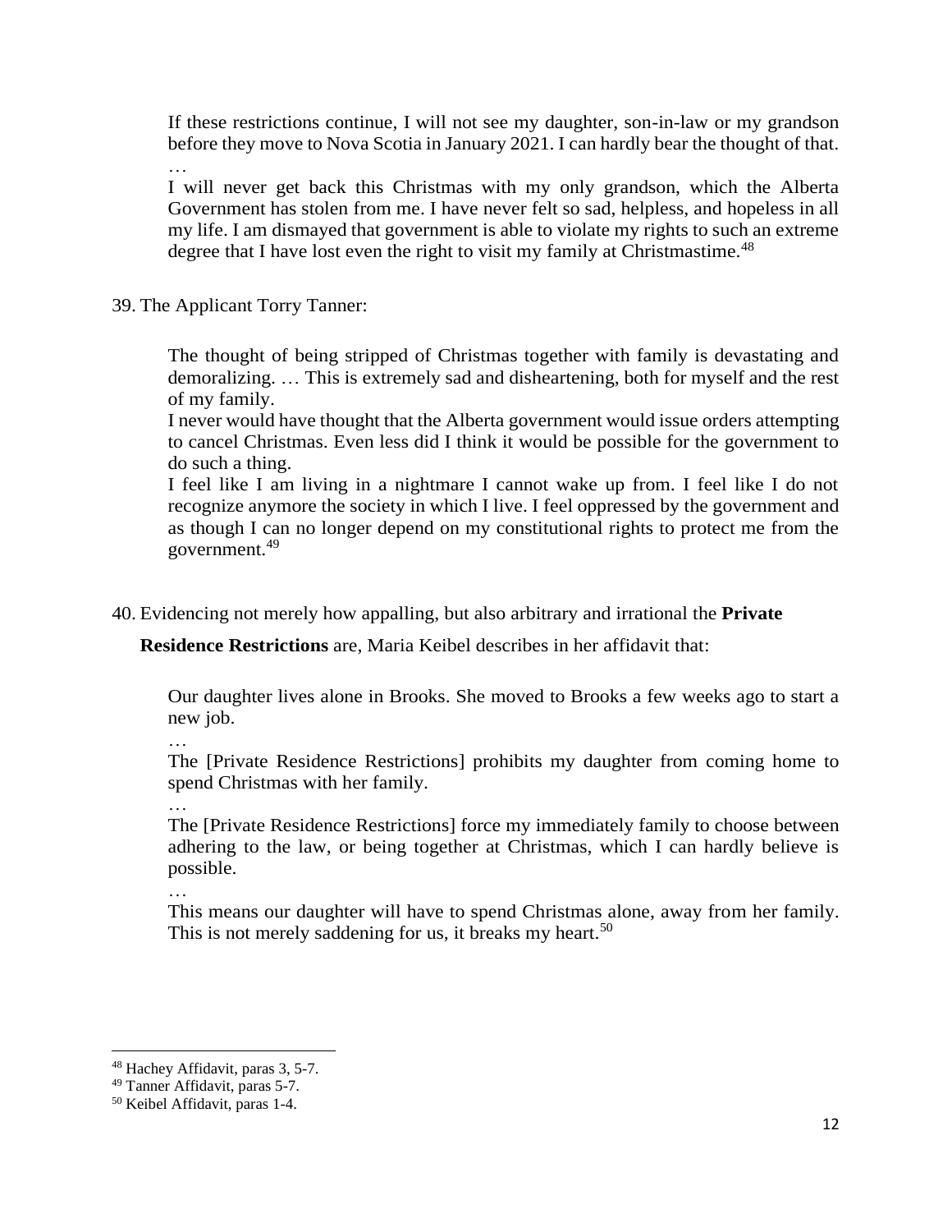> If these restrictions continue, I will not see my daughter, son-in-law or my grandson before they move to Nova Scotia in January 2021. I can hardly bear the thought of that.
> …
> I will never get back this Christmas with my only grandson, which the Alberta Government has stolen from me. I have never felt so sad, helpless, and hopeless in all my life. I am dismayed that government is able to violate my rights to such an extreme degree that I have lost even the right to visit my family at Christmastime.[48]

39. The Applicant Torry Tanner:

> The thought of being stripped of Christmas together with family is devastating and demoralizing. … This is extremely sad and disheartening, both for myself and the rest of my family.
> I never would have thought that the Alberta government would issue orders attempting to cancel Christmas. Even less did I think it would be possible for the government to do such a thing.
> I feel like I am living in a nightmare I cannot wake up from. I feel like I do not recognize anymore the society in which I live. I feel oppressed by the government and as though I can no longer depend on my constitutional rights to protect me from the government.[49]

40. Evidencing not merely how appalling, but also arbitrary and irrational the **Private Residence Restrictions** are, Maria Keibel describes in her affidavit that:

> Our daughter lives alone in Brooks. She moved to Brooks a few weeks ago to start a new job.
> …
> The [Private Residence Restrictions] prohibits my daughter from coming home to spend Christmas with her family.
> …
> The [Private Residence Restrictions] force my immediately family to choose between adhering to the law, or being together at Christmas, which I can hardly believe is possible.
> …
> This means our daughter will have to spend Christmas alone, away from her family. This is not merely saddening for us, it breaks my heart.[50]

---

[48] Hachey Affidavit, paras 3, 5-7.
[49] Tanner Affidavit, paras 5-7.
[50] Keibel Affidavit, paras 1-4.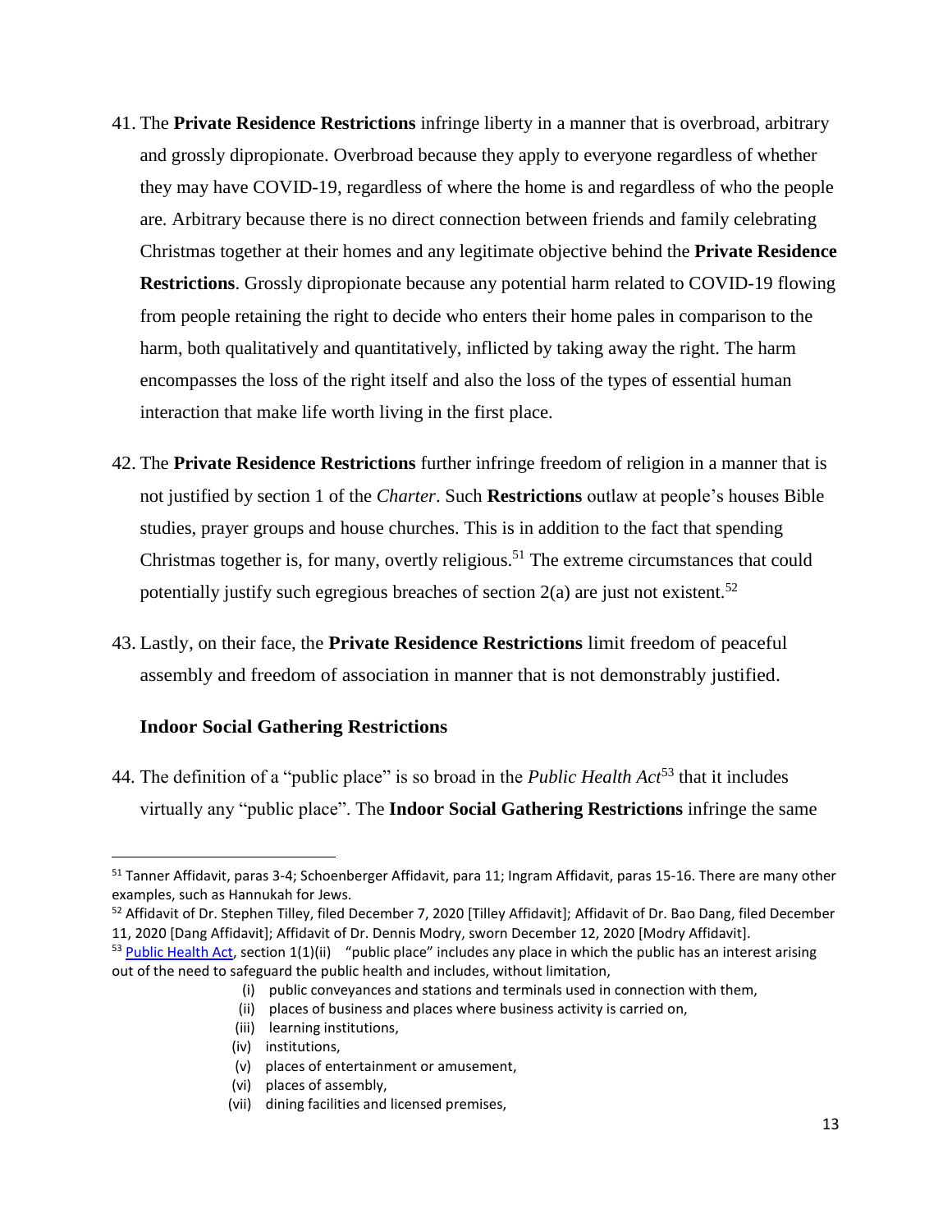41. The **Private Residence Restrictions** infringe liberty in a manner that is overbroad, arbitrary and grossly dipropionate. Overbroad because they apply to everyone regardless of whether they may have COVID-19, regardless of where the home is and regardless of who the people are. Arbitrary because there is no direct connection between friends and family celebrating Christmas together at their homes and any legitimate objective behind the **Private Residence Restrictions**. Grossly dipropionate because any potential harm related to COVID-19 flowing from people retaining the right to decide who enters their home pales in comparison to the harm, both qualitatively and quantitatively, inflicted by taking away the right. The harm encompasses the loss of the right itself and also the loss of the types of essential human interaction that make life worth living in the first place.

42. The **Private Residence Restrictions** further infringe freedom of religion in a manner that is not justified by section 1 of the *Charter*. Such **Restrictions** outlaw at people's houses Bible studies, prayer groups and house churches. This is in addition to the fact that spending Christmas together is, for many, overtly religious.[51] The extreme circumstances that could potentially justify such egregious breaches of section 2(a) are just not existent.[52]

43. Lastly, on their face, the **Private Residence Restrictions** limit freedom of peaceful assembly and freedom of association in manner that is not demonstrably justified.

### Indoor Social Gathering Restrictions

44. The definition of a "public place" is so broad in the *Public Health Act*[53] that it includes virtually any "public place". The **Indoor Social Gathering Restrictions** infringe the same

---

[51] Tanner Affidavit, paras 3-4; Schoenberger Affidavit, para 11; Ingram Affidavit, paras 15-16. There are many other examples, such as Hannukah for Jews.

[52] Affidavit of Dr. Stephen Tilley, filed December 7, 2020 [Tilley Affidavit]; Affidavit of Dr. Bao Dang, filed December 11, 2020 [Dang Affidavit]; Affidavit of Dr. Dennis Modry, sworn December 12, 2020 [Modry Affidavit].

[53] Public Health Act, section 1(1)(ii) "public place" includes any place in which the public has an interest arising out of the need to safeguard the public health and includes, without limitation,

- (i) public conveyances and stations and terminals used in connection with them,
- (ii) places of business and places where business activity is carried on,
- (iii) learning institutions,
- (iv) institutions,
- (v) places of entertainment or amusement,
- (vi) places of assembly,
- (vii) dining facilities and licensed premises,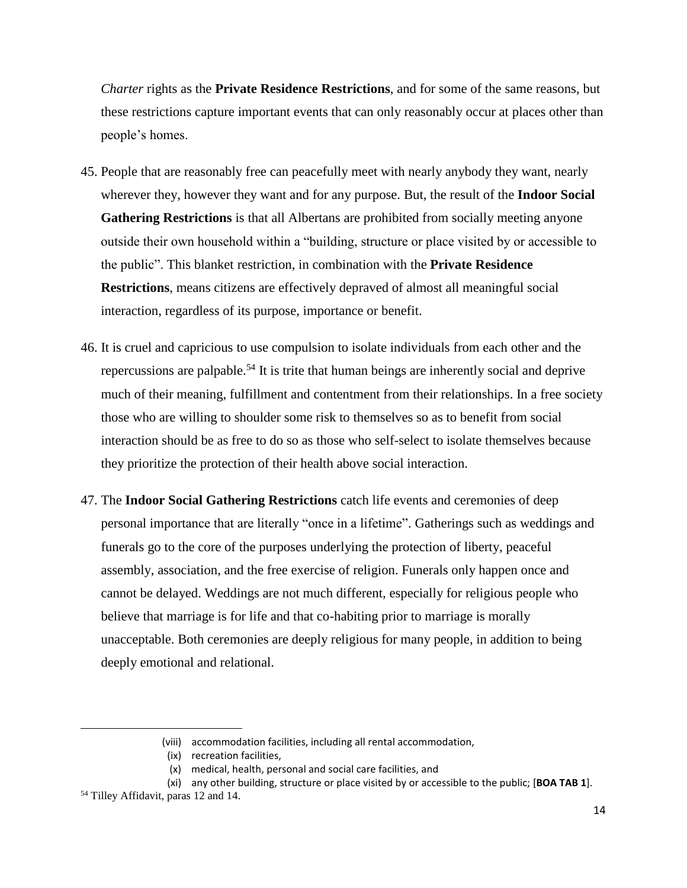*Charter* rights as the **Private Residence Restrictions**, and for some of the same reasons, but these restrictions capture important events that can only reasonably occur at places other than people's homes.

45. People that are reasonably free can peacefully meet with nearly anybody they want, nearly wherever they, however they want and for any purpose. But, the result of the **Indoor Social Gathering Restrictions** is that all Albertans are prohibited from socially meeting anyone outside their own household within a "building, structure or place visited by or accessible to the public". This blanket restriction, in combination with the **Private Residence Restrictions**, means citizens are effectively depraved of almost all meaningful social interaction, regardless of its purpose, importance or benefit.

46. It is cruel and capricious to use compulsion to isolate individuals from each other and the repercussions are palpable.[54] It is trite that human beings are inherently social and deprive much of their meaning, fulfillment and contentment from their relationships. In a free society those who are willing to shoulder some risk to themselves so as to benefit from social interaction should be as free to do so as those who self-select to isolate themselves because they prioritize the protection of their health above social interaction.

47. The **Indoor Social Gathering Restrictions** catch life events and ceremonies of deep personal importance that are literally "once in a lifetime". Gatherings such as weddings and funerals go to the core of the purposes underlying the protection of liberty, peaceful assembly, association, and the free exercise of religion. Funerals only happen once and cannot be delayed. Weddings are not much different, especially for religious people who believe that marriage is for life and that co-habiting prior to marriage is morally unacceptable. Both ceremonies are deeply religious for many people, in addition to being deeply emotional and relational.

---

(viii) accommodation facilities, including all rental accommodation,
(ix) recreation facilities,
(x) medical, health, personal and social care facilities, and
(xi) any other building, structure or place visited by or accessible to the public; [**BOA TAB 1**].

[54] Tilley Affidavit, paras 12 and 14.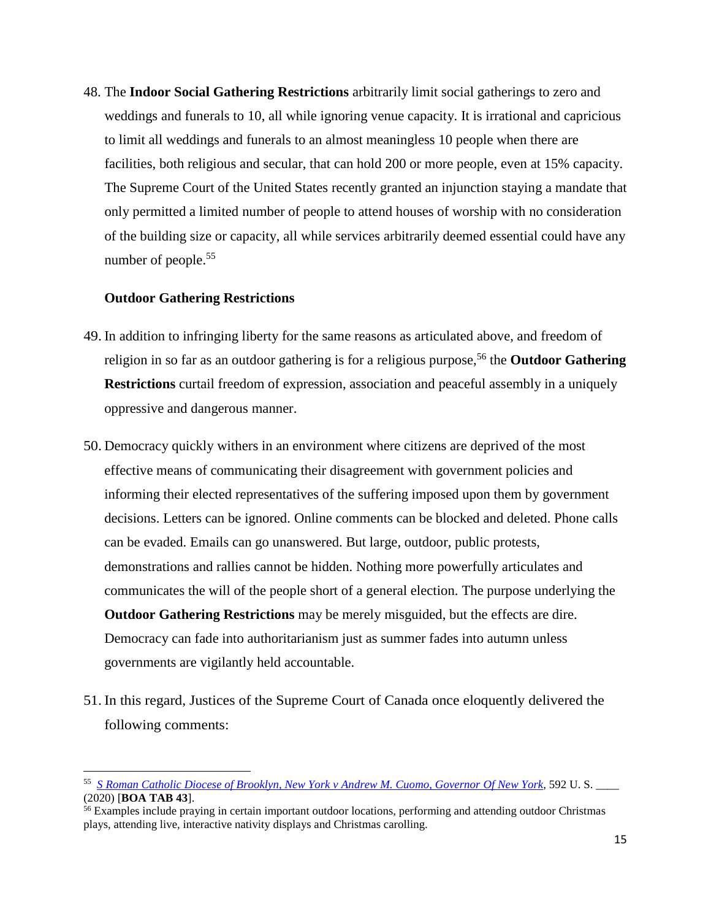48. The **Indoor Social Gathering Restrictions** arbitrarily limit social gatherings to zero and weddings and funerals to 10, all while ignoring venue capacity. It is irrational and capricious to limit all weddings and funerals to an almost meaningless 10 people when there are facilities, both religious and secular, that can hold 200 or more people, even at 15% capacity. The Supreme Court of the United States recently granted an injunction staying a mandate that only permitted a limited number of people to attend houses of worship with no consideration of the building size or capacity, all while services arbitrarily deemed essential could have any number of people.[55]

**Outdoor Gathering Restrictions**

49. In addition to infringing liberty for the same reasons as articulated above, and freedom of religion in so far as an outdoor gathering is for a religious purpose,[56] the **Outdoor Gathering Restrictions** curtail freedom of expression, association and peaceful assembly in a uniquely oppressive and dangerous manner.

50. Democracy quickly withers in an environment where citizens are deprived of the most effective means of communicating their disagreement with government policies and informing their elected representatives of the suffering imposed upon them by government decisions. Letters can be ignored. Online comments can be blocked and deleted. Phone calls can be evaded. Emails can go unanswered. But large, outdoor, public protests, demonstrations and rallies cannot be hidden. Nothing more powerfully articulates and communicates the will of the people short of a general election. The purpose underlying the **Outdoor Gathering Restrictions** may be merely misguided, but the effects are dire. Democracy can fade into authoritarianism just as summer fades into autumn unless governments are vigilantly held accountable.

51. In this regard, Justices of the Supreme Court of Canada once eloquently delivered the following comments:

---

[55] *S Roman Catholic Diocese of Brooklyn, New York v Andrew M. Cuomo, Governor Of New York*, 592 U. S. ____ (2020) [**BOA TAB 43**].

[56] Examples include praying in certain important outdoor locations, performing and attending outdoor Christmas plays, attending live, interactive nativity displays and Christmas carolling.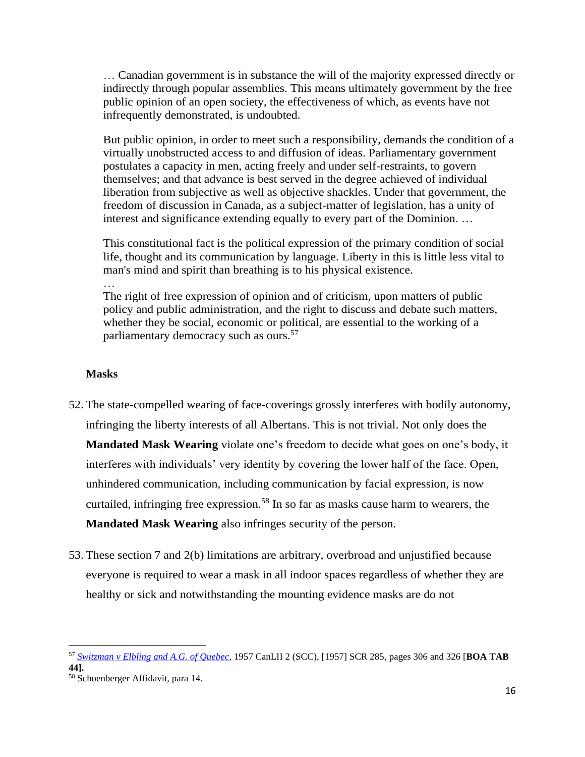> … Canadian government is in substance the will of the majority expressed directly or indirectly through popular assemblies. This means ultimately government by the free public opinion of an open society, the effectiveness of which, as events have not infrequently demonstrated, is undoubted.
>
> But public opinion, in order to meet such a responsibility, demands the condition of a virtually unobstructed access to and diffusion of ideas. Parliamentary government postulates a capacity in men, acting freely and under self-restraints, to govern themselves; and that advance is best served in the degree achieved of individual liberation from subjective as well as objective shackles. Under that government, the freedom of discussion in Canada, as a subject-matter of legislation, has a unity of interest and significance extending equally to every part of the Dominion. …
>
> This constitutional fact is the political expression of the primary condition of social life, thought and its communication by language. Liberty in this is little less vital to man's mind and spirit than breathing is to his physical existence.
>
> …
>
> The right of free expression of opinion and of criticism, upon matters of public policy and public administration, and the right to discuss and debate such matters, whether they be social, economic or political, are essential to the working of a parliamentary democracy such as ours.[57]

**Masks**

52. The state-compelled wearing of face-coverings grossly interferes with bodily autonomy, infringing the liberty interests of all Albertans. This is not trivial. Not only does the **Mandated Mask Wearing** violate one's freedom to decide what goes on one's body, it interferes with individuals' very identity by covering the lower half of the face. Open, unhindered communication, including communication by facial expression, is now curtailed, infringing free expression.[58] In so far as masks cause harm to wearers, the **Mandated Mask Wearing** also infringes security of the person.

53. These section 7 and 2(b) limitations are arbitrary, overbroad and unjustified because everyone is required to wear a mask in all indoor spaces regardless of whether they are healthy or sick and notwithstanding the mounting evidence masks are do not

---

[57] *Switzman v Elbling and A.G. of Quebec*, 1957 CanLII 2 (SCC), [1957] SCR 285, pages 306 and 326 [**BOA TAB 44**].

[58] Schoenberger Affidavit, para 14.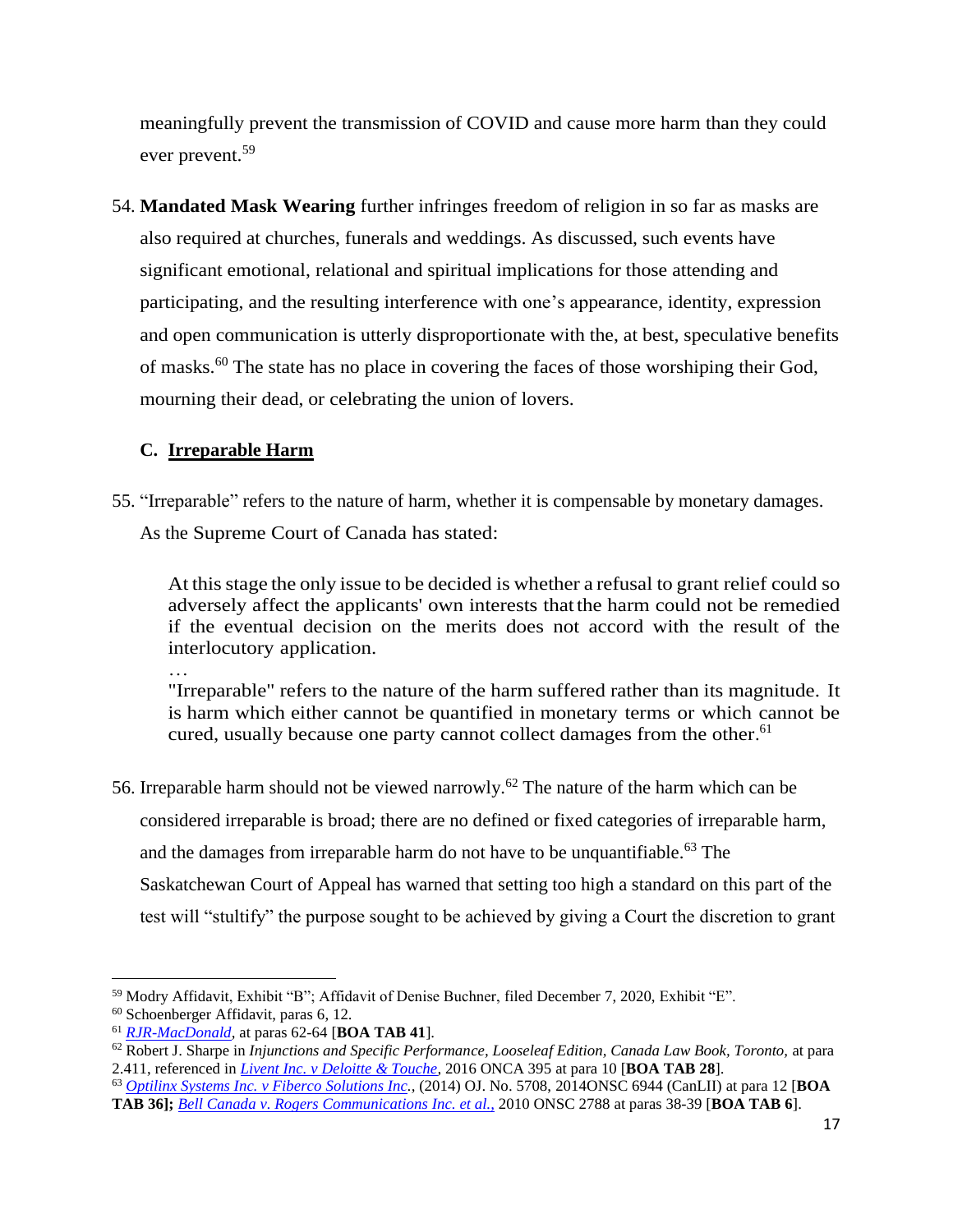meaningfully prevent the transmission of COVID and cause more harm than they could ever prevent.[59]

54. **Mandated Mask Wearing** further infringes freedom of religion in so far as masks are also required at churches, funerals and weddings. As discussed, such events have significant emotional, relational and spiritual implications for those attending and participating, and the resulting interference with one's appearance, identity, expression and open communication is utterly disproportionate with the, at best, speculative benefits of masks.[60] The state has no place in covering the faces of those worshiping their God, mourning their dead, or celebrating the union of lovers.

### C. Irreparable Harm

55. "Irreparable" refers to the nature of harm, whether it is compensable by monetary damages. As the Supreme Court of Canada has stated:

> At this stage the only issue to be decided is whether a refusal to grant relief could so adversely affect the applicants' own interests that the harm could not be remedied if the eventual decision on the merits does not accord with the result of the interlocutory application.
>
> …
>
> "Irreparable" refers to the nature of the harm suffered rather than its magnitude. It is harm which either cannot be quantified in monetary terms or which cannot be cured, usually because one party cannot collect damages from the other.[61]

56. Irreparable harm should not be viewed narrowly.[62] The nature of the harm which can be considered irreparable is broad; there are no defined or fixed categories of irreparable harm, and the damages from irreparable harm do not have to be unquantifiable.[63] The Saskatchewan Court of Appeal has warned that setting too high a standard on this part of the test will "stultify" the purpose sought to be achieved by giving a Court the discretion to grant

---

[59] Modry Affidavit, Exhibit "B"; Affidavit of Denise Buchner, filed December 7, 2020, Exhibit "E".

[60] Schoenberger Affidavit, paras 6, 12.

[61] *RJR-MacDonald*, at paras 62-64 [**BOA TAB 41**].

[62] Robert J. Sharpe in *Injunctions and Specific Performance, Looseleaf Edition, Canada Law Book, Toronto,* at para 2.411, referenced in *Livent Inc. v Deloitte & Touche*, 2016 ONCA 395 at para 10 [**BOA TAB 28**].

[63] *Optilinx Systems Inc. v Fiberco Solutions Inc.*, (2014) OJ. No. 5708, 2014ONSC 6944 (CanLII) at para 12 [**BOA TAB 36**]; *Bell Canada v. Rogers Communications Inc. et al.*, 2010 ONSC 2788 at paras 38-39 [**BOA TAB 6**].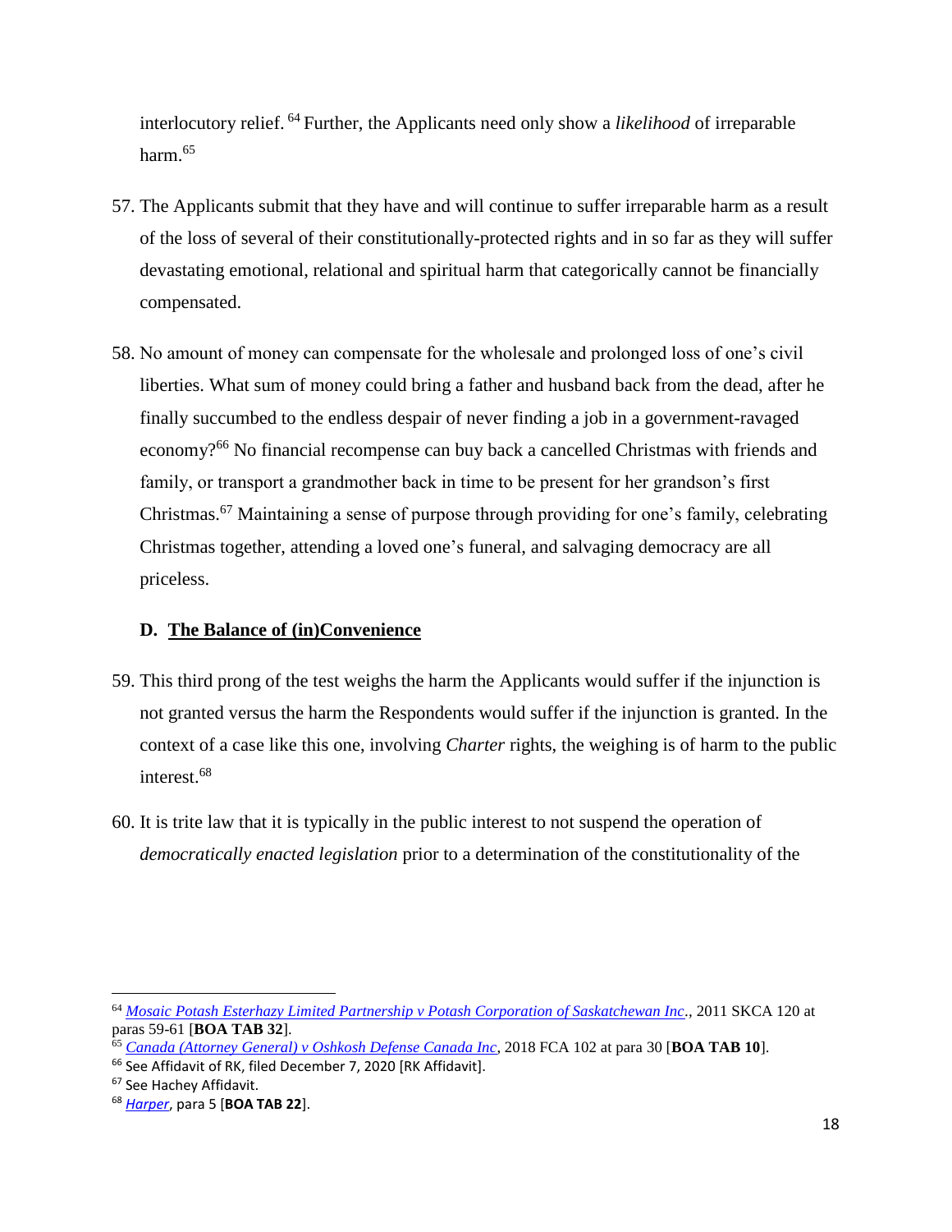interlocutory relief.[64] Further, the Applicants need only show a *likelihood* of irreparable harm.[65]

57. The Applicants submit that they have and will continue to suffer irreparable harm as a result of the loss of several of their constitutionally-protected rights and in so far as they will suffer devastating emotional, relational and spiritual harm that categorically cannot be financially compensated.

58. No amount of money can compensate for the wholesale and prolonged loss of one's civil liberties. What sum of money could bring a father and husband back from the dead, after he finally succumbed to the endless despair of never finding a job in a government-ravaged economy?[66] No financial recompense can buy back a cancelled Christmas with friends and family, or transport a grandmother back in time to be present for her grandson's first Christmas.[67] Maintaining a sense of purpose through providing for one's family, celebrating Christmas together, attending a loved one's funeral, and salvaging democracy are all priceless.

### D. The Balance of (in)Convenience

59. This third prong of the test weighs the harm the Applicants would suffer if the injunction is not granted versus the harm the Respondents would suffer if the injunction is granted. In the context of a case like this one, involving *Charter* rights, the weighing is of harm to the public interest.[68]

60. It is trite law that it is typically in the public interest to not suspend the operation of *democratically enacted legislation* prior to a determination of the constitutionality of the

---

[64] *Mosaic Potash Esterhazy Limited Partnership v Potash Corporation of Saskatchewan Inc*., 2011 SKCA 120 at paras 59-61 [**BOA TAB 32**].

[65] *Canada (Attorney General) v Oshkosh Defense Canada Inc*, 2018 FCA 102 at para 30 [**BOA TAB 10**].

[66] See Affidavit of RK, filed December 7, 2020 [RK Affidavit].

[67] See Hachey Affidavit.

[68] *Harper*, para 5 [**BOA TAB 22**].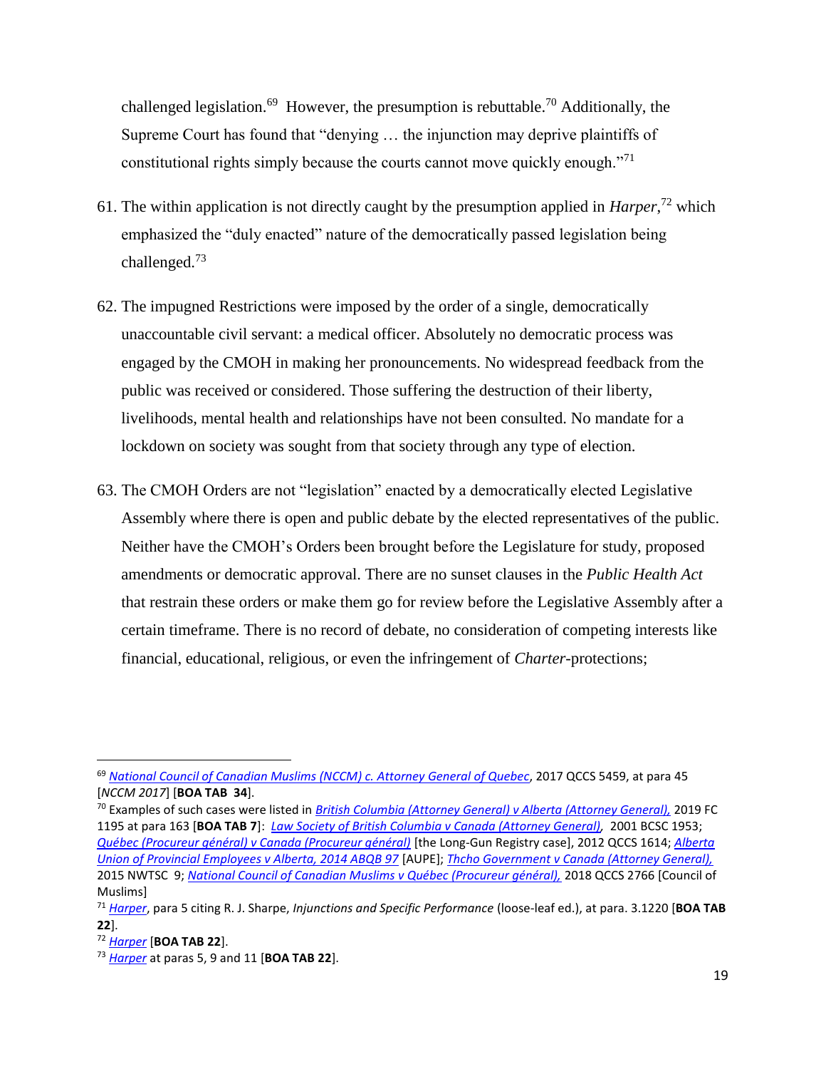challenged legislation.[69] However, the presumption is rebuttable.[70] Additionally, the Supreme Court has found that "denying … the injunction may deprive plaintiffs of constitutional rights simply because the courts cannot move quickly enough."[71]

61. The within application is not directly caught by the presumption applied in *Harper*,[72] which emphasized the "duly enacted" nature of the democratically passed legislation being challenged.[73]

62. The impugned Restrictions were imposed by the order of a single, democratically unaccountable civil servant: a medical officer. Absolutely no democratic process was engaged by the CMOH in making her pronouncements. No widespread feedback from the public was received or considered. Those suffering the destruction of their liberty, livelihoods, mental health and relationships have not been consulted. No mandate for a lockdown on society was sought from that society through any type of election.

63. The CMOH Orders are not "legislation" enacted by a democratically elected Legislative Assembly where there is open and public debate by the elected representatives of the public. Neither have the CMOH's Orders been brought before the Legislature for study, proposed amendments or democratic approval. There are no sunset clauses in the *Public Health Act* that restrain these orders or make them go for review before the Legislative Assembly after a certain timeframe. There is no record of debate, no consideration of competing interests like financial, educational, religious, or even the infringement of *Charter*-protections;

---

[69] *National Council of Canadian Muslims (NCCM) c. Attorney General of Quebec*, 2017 QCCS 5459, at para 45 [*NCCM 2017*] [**BOA TAB 34**].

[70] Examples of such cases were listed in *British Columbia (Attorney General) v Alberta (Attorney General)*, 2019 FC 1195 at para 163 [**BOA TAB 7**]: *Law Society of British Columbia v Canada (Attorney General)*, 2001 BCSC 1953; *Québec (Procureur général) v Canada (Procureur général)* [the Long-Gun Registry case], 2012 QCCS 1614; *Alberta Union of Provincial Employees v Alberta, 2014 ABQB 97* [AUPE]; *Thcho Government v Canada (Attorney General),* 2015 NWTSC 9; *National Council of Canadian Muslims v Québec (Procureur général),* 2018 QCCS 2766 [Council of Muslims]

[71] *Harper*, para 5 citing R. J. Sharpe, *Injunctions and Specific Performance* (loose-leaf ed.), at para. 3.1220 [**BOA TAB 22**].

[72] *Harper* [**BOA TAB 22**].

[73] *Harper* at paras 5, 9 and 11 [**BOA TAB 22**].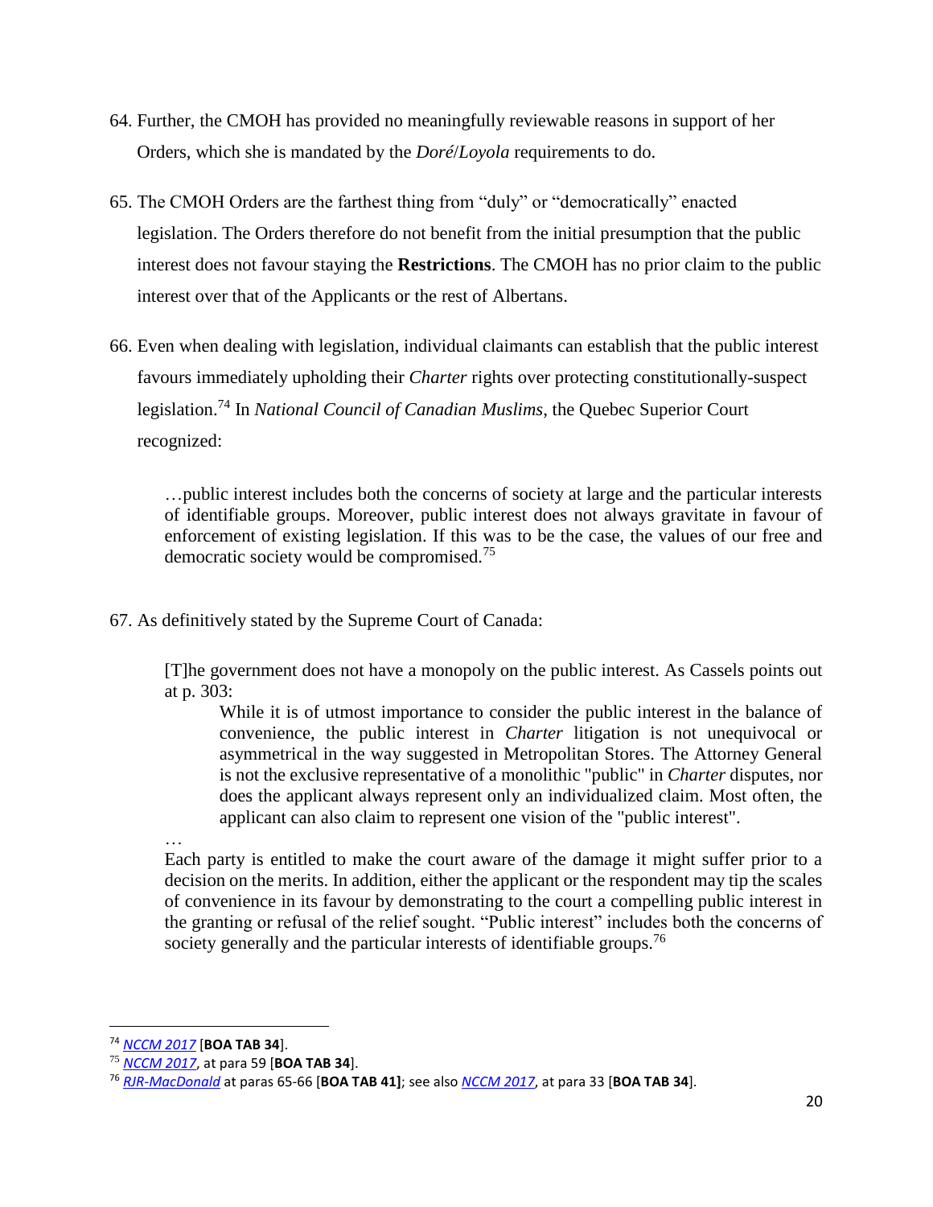64. Further, the CMOH has provided no meaningfully reviewable reasons in support of her Orders, which she is mandated by the *Doré*/*Loyola* requirements to do.

65. The CMOH Orders are the farthest thing from "duly" or "democratically" enacted legislation. The Orders therefore do not benefit from the initial presumption that the public interest does not favour staying the **Restrictions**. The CMOH has no prior claim to the public interest over that of the Applicants or the rest of Albertans.

66. Even when dealing with legislation, individual claimants can establish that the public interest favours immediately upholding their *Charter* rights over protecting constitutionally-suspect legislation.[74] In *National Council of Canadian Muslims*, the Quebec Superior Court recognized:

> …public interest includes both the concerns of society at large and the particular interests of identifiable groups. Moreover, public interest does not always gravitate in favour of enforcement of existing legislation. If this was to be the case, the values of our free and democratic society would be compromised.[75]

67. As definitively stated by the Supreme Court of Canada:

> [T]he government does not have a monopoly on the public interest. As Cassels points out at p. 303:
>
> > While it is of utmost importance to consider the public interest in the balance of convenience, the public interest in *Charter* litigation is not unequivocal or asymmetrical in the way suggested in Metropolitan Stores. The Attorney General is not the exclusive representative of a monolithic "public" in *Charter* disputes, nor does the applicant always represent only an individualized claim. Most often, the applicant can also claim to represent one vision of the "public interest".
>
> …
>
> Each party is entitled to make the court aware of the damage it might suffer prior to a decision on the merits. In addition, either the applicant or the respondent may tip the scales of convenience in its favour by demonstrating to the court a compelling public interest in the granting or refusal of the relief sought. "Public interest" includes both the concerns of society generally and the particular interests of identifiable groups.[76]

---

[74] *NCCM 2017* [**BOA TAB 34**].

[75] *NCCM 2017*, at para 59 [**BOA TAB 34**].

[76] *RJR-MacDonald* at paras 65-66 [**BOA TAB 41]**; see also *NCCM 2017*, at para 33 [**BOA TAB 34**].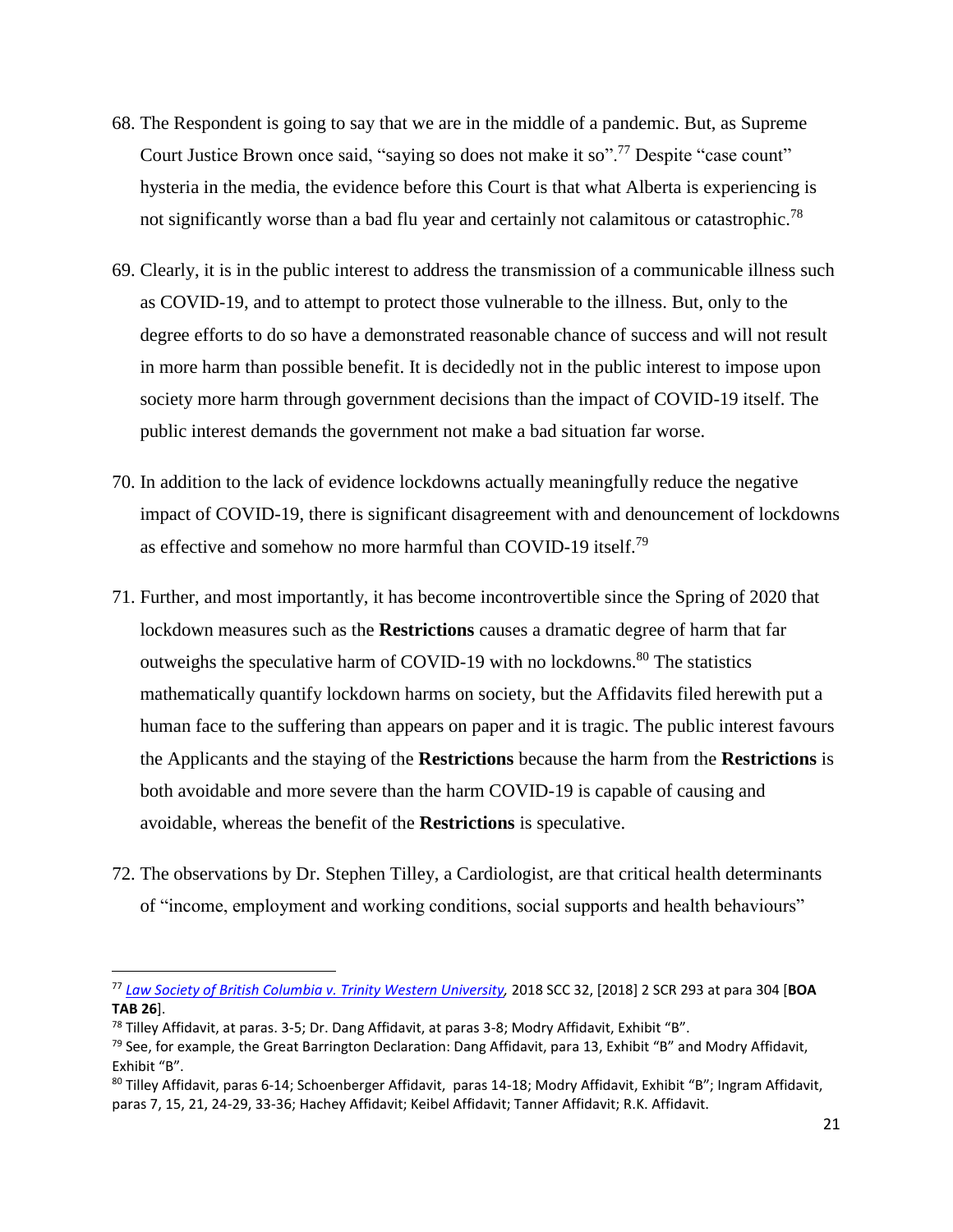68. The Respondent is going to say that we are in the middle of a pandemic. But, as Supreme Court Justice Brown once said, "saying so does not make it so".[77] Despite "case count" hysteria in the media, the evidence before this Court is that what Alberta is experiencing is not significantly worse than a bad flu year and certainly not calamitous or catastrophic.[78]

69. Clearly, it is in the public interest to address the transmission of a communicable illness such as COVID-19, and to attempt to protect those vulnerable to the illness. But, only to the degree efforts to do so have a demonstrated reasonable chance of success and will not result in more harm than possible benefit. It is decidedly not in the public interest to impose upon society more harm through government decisions than the impact of COVID-19 itself. The public interest demands the government not make a bad situation far worse.

70. In addition to the lack of evidence lockdowns actually meaningfully reduce the negative impact of COVID-19, there is significant disagreement with and denouncement of lockdowns as effective and somehow no more harmful than COVID-19 itself.[79]

71. Further, and most importantly, it has become incontrovertible since the Spring of 2020 that lockdown measures such as the **Restrictions** causes a dramatic degree of harm that far outweighs the speculative harm of COVID-19 with no lockdowns.[80] The statistics mathematically quantify lockdown harms on society, but the Affidavits filed herewith put a human face to the suffering than appears on paper and it is tragic. The public interest favours the Applicants and the staying of the **Restrictions** because the harm from the **Restrictions** is both avoidable and more severe than the harm COVID-19 is capable of causing and avoidable, whereas the benefit of the **Restrictions** is speculative.

72. The observations by Dr. Stephen Tilley, a Cardiologist, are that critical health determinants of "income, employment and working conditions, social supports and health behaviours"

---

[77] *Law Society of British Columbia v. Trinity Western University*, 2018 SCC 32, [2018] 2 SCR 293 at para 304 [**BOA TAB 26**].

[78] Tilley Affidavit, at paras. 3-5; Dr. Dang Affidavit, at paras 3-8; Modry Affidavit, Exhibit "B".

[79] See, for example, the Great Barrington Declaration: Dang Affidavit, para 13, Exhibit "B" and Modry Affidavit, Exhibit "B".

[80] Tilley Affidavit, paras 6-14; Schoenberger Affidavit, paras 14-18; Modry Affidavit, Exhibit "B"; Ingram Affidavit, paras 7, 15, 21, 24-29, 33-36; Hachey Affidavit; Keibel Affidavit; Tanner Affidavit; R.K. Affidavit.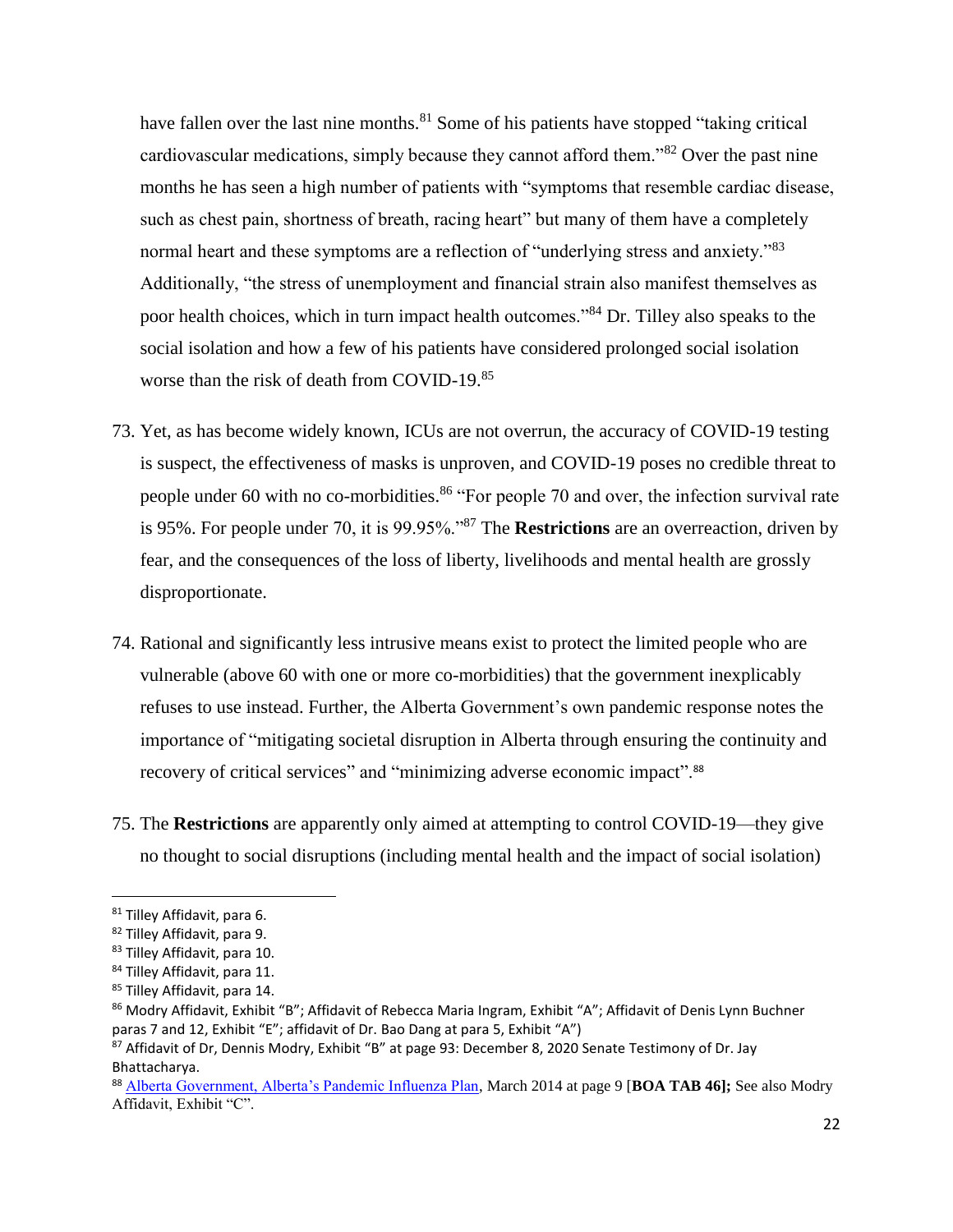have fallen over the last nine months.[81] Some of his patients have stopped "taking critical cardiovascular medications, simply because they cannot afford them."[82] Over the past nine months he has seen a high number of patients with "symptoms that resemble cardiac disease, such as chest pain, shortness of breath, racing heart" but many of them have a completely normal heart and these symptoms are a reflection of "underlying stress and anxiety."[83] Additionally, "the stress of unemployment and financial strain also manifest themselves as poor health choices, which in turn impact health outcomes."[84] Dr. Tilley also speaks to the social isolation and how a few of his patients have considered prolonged social isolation worse than the risk of death from COVID-19.[85]

73. Yet, as has become widely known, ICUs are not overrun, the accuracy of COVID-19 testing is suspect, the effectiveness of masks is unproven, and COVID-19 poses no credible threat to people under 60 with no co-morbidities.[86] "For people 70 and over, the infection survival rate is 95%. For people under 70, it is 99.95%."[87] The **Restrictions** are an overreaction, driven by fear, and the consequences of the loss of liberty, livelihoods and mental health are grossly disproportionate.

74. Rational and significantly less intrusive means exist to protect the limited people who are vulnerable (above 60 with one or more co-morbidities) that the government inexplicably refuses to use instead. Further, the Alberta Government's own pandemic response notes the importance of "mitigating societal disruption in Alberta through ensuring the continuity and recovery of critical services" and "minimizing adverse economic impact".[88]

75. The **Restrictions** are apparently only aimed at attempting to control COVID-19—they give no thought to social disruptions (including mental health and the impact of social isolation)

---

[81] Tilley Affidavit, para 6.

[82] Tilley Affidavit, para 9.

[83] Tilley Affidavit, para 10.

[84] Tilley Affidavit, para 11.

[85] Tilley Affidavit, para 14.

[86] Modry Affidavit, Exhibit "B"; Affidavit of Rebecca Maria Ingram, Exhibit "A"; Affidavit of Denis Lynn Buchner paras 7 and 12, Exhibit "E"; affidavit of Dr. Bao Dang at para 5, Exhibit "A")

[87] Affidavit of Dr, Dennis Modry, Exhibit "B" at page 93: December 8, 2020 Senate Testimony of Dr. Jay Bhattacharya.

[88] Alberta Government, Alberta's Pandemic Influenza Plan, March 2014 at page 9 [**BOA TAB 46];** See also Modry Affidavit, Exhibit "C".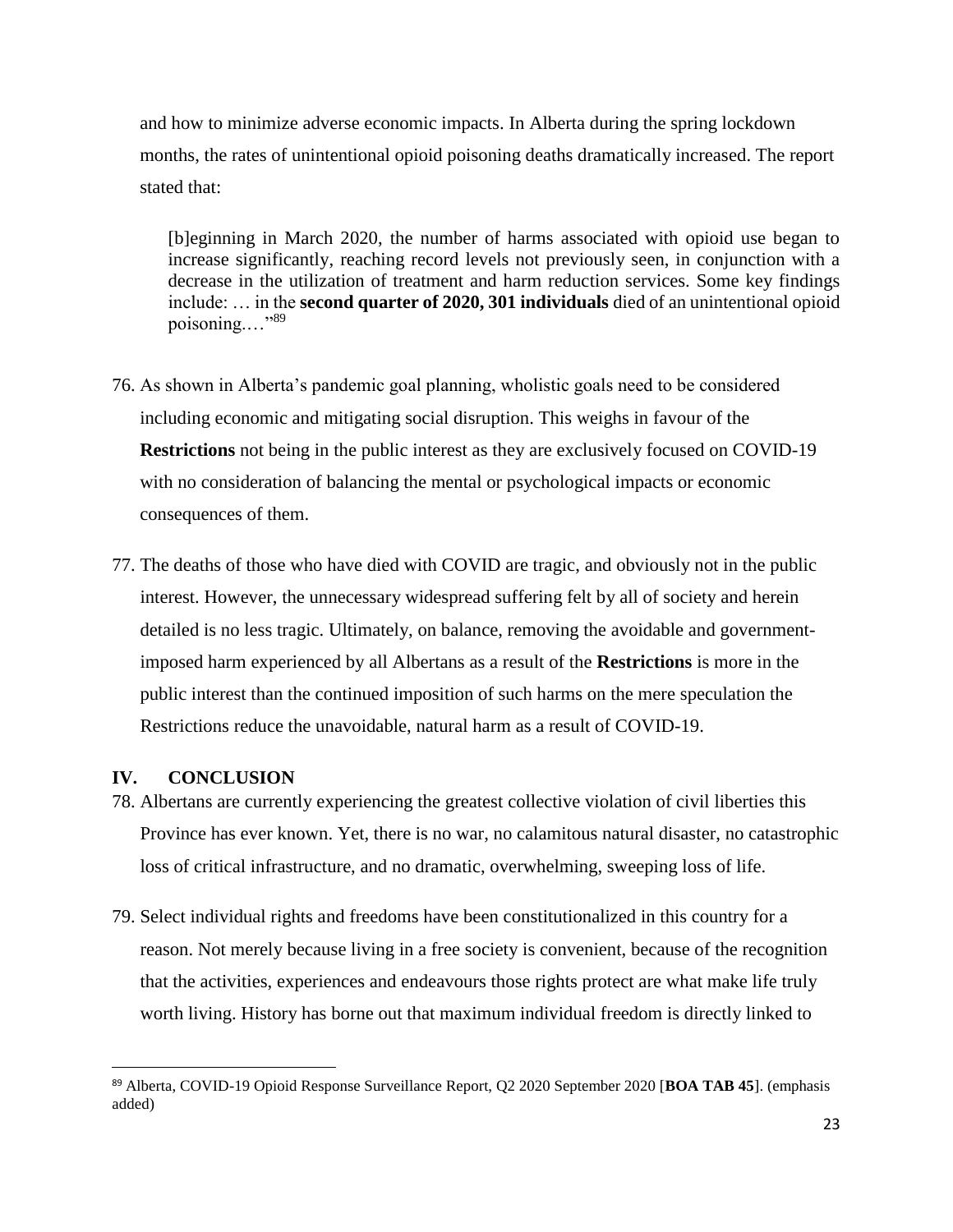and how to minimize adverse economic impacts. In Alberta during the spring lockdown months, the rates of unintentional opioid poisoning deaths dramatically increased. The report stated that:

> [b]eginning in March 2020, the number of harms associated with opioid use began to increase significantly, reaching record levels not previously seen, in conjunction with a decrease in the utilization of treatment and harm reduction services. Some key findings include: … in the **second quarter of 2020, 301 individuals** died of an unintentional opioid poisoning.…"[89]

76. As shown in Alberta's pandemic goal planning, wholistic goals need to be considered including economic and mitigating social disruption. This weighs in favour of the **Restrictions** not being in the public interest as they are exclusively focused on COVID-19 with no consideration of balancing the mental or psychological impacts or economic consequences of them.

77. The deaths of those who have died with COVID are tragic, and obviously not in the public interest. However, the unnecessary widespread suffering felt by all of society and herein detailed is no less tragic. Ultimately, on balance, removing the avoidable and government-imposed harm experienced by all Albertans as a result of the **Restrictions** is more in the public interest than the continued imposition of such harms on the mere speculation the Restrictions reduce the unavoidable, natural harm as a result of COVID-19.

## IV. CONCLUSION

78. Albertans are currently experiencing the greatest collective violation of civil liberties this Province has ever known. Yet, there is no war, no calamitous natural disaster, no catastrophic loss of critical infrastructure, and no dramatic, overwhelming, sweeping loss of life.

79. Select individual rights and freedoms have been constitutionalized in this country for a reason. Not merely because living in a free society is convenient, because of the recognition that the activities, experiences and endeavours those rights protect are what make life truly worth living. History has borne out that maximum individual freedom is directly linked to

---

[89] Alberta, COVID-19 Opioid Response Surveillance Report, Q2 2020 September 2020 [**BOA TAB 45**]. (emphasis added)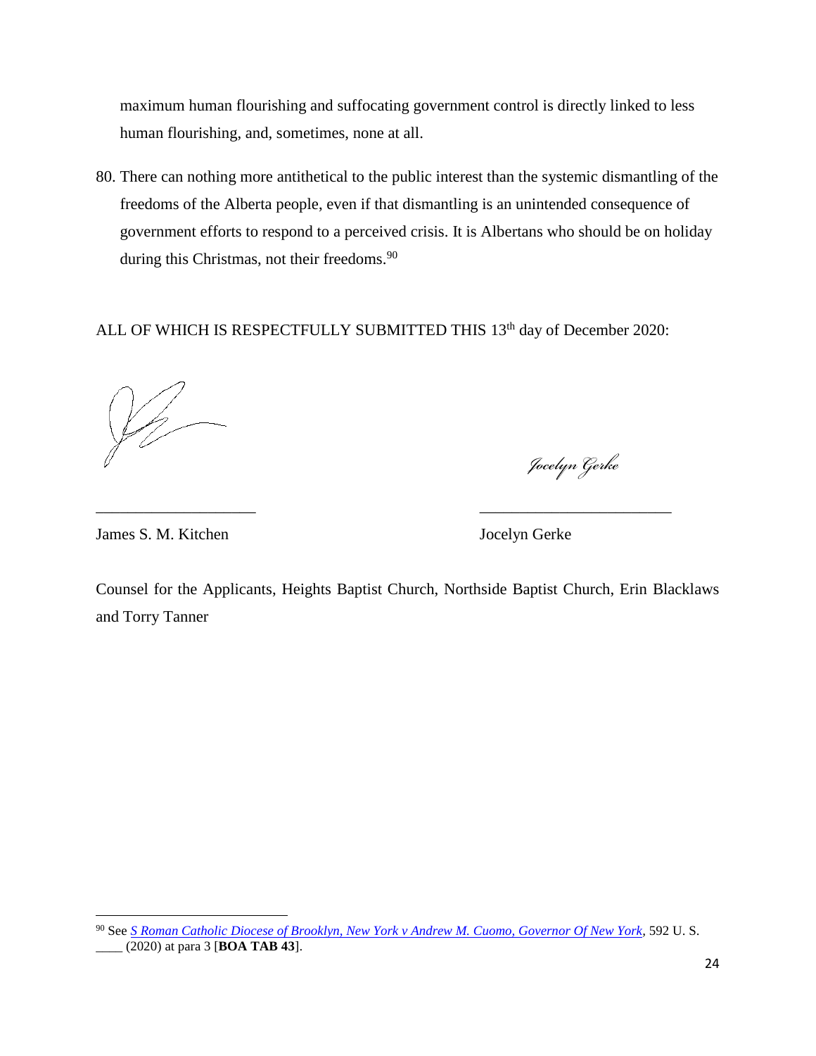maximum human flourishing and suffocating government control is directly linked to less human flourishing, and, sometimes, none at all.

80. There can nothing more antithetical to the public interest than the systemic dismantling of the freedoms of the Alberta people, even if that dismantling is an unintended consequence of government efforts to respond to a perceived crisis. It is Albertans who should be on holiday during this Christmas, not their freedoms.[90]

ALL OF WHICH IS RESPECTFULLY SUBMITTED THIS 13th day of December 2020:

*Jocelyn Gerke*

\_\_\_\_\_\_\_\_\_\_\_\_\_\_\_\_\_\_\_\_ \_\_\_\_\_\_\_\_\_\_\_\_\_\_\_\_\_\_\_\_\_\_\_\_

James S. M. Kitchen Jocelyn Gerke

Counsel for the Applicants, Heights Baptist Church, Northside Baptist Church, Erin Blacklaws and Torry Tanner

---

[90] See *S Roman Catholic Diocese of Brooklyn, New York v Andrew M. Cuomo, Governor Of New York*, 592 U. S. \_\_\_\_ (2020) at para 3 [**BOA TAB 43**].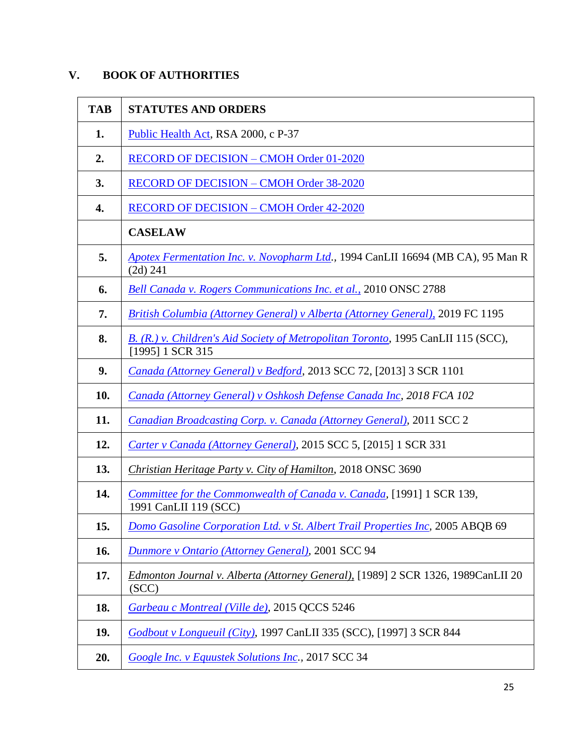## V. BOOK OF AUTHORITIES

| TAB | STATUTES AND ORDERS |
|---|---|
| 1. | Public Health Act, RSA 2000, c P-37 |
| 2. | RECORD OF DECISION – CMOH Order 01-2020 |
| 3. | RECORD OF DECISION – CMOH Order 38-2020 |
| 4. | RECORD OF DECISION – CMOH Order 42-2020 |
| | **CASELAW** |
| 5. | *Apotex Fermentation Inc. v. Novopharm Ltd.*, 1994 CanLII 16694 (MB CA), 95 Man R (2d) 241 |
| 6. | *Bell Canada v. Rogers Communications Inc. et al.,* 2010 ONSC 2788 |
| 7. | *British Columbia (Attorney General) v Alberta (Attorney General),* 2019 FC 1195 |
| 8. | *B. (R.) v. Children's Aid Society of Metropolitan Toronto*, 1995 CanLII 115 (SCC), [1995] 1 SCR 315 |
| 9. | *Canada (Attorney General) v Bedford*, 2013 SCC 72, [2013] 3 SCR 1101 |
| 10. | *Canada (Attorney General) v Oshkosh Defense Canada Inc*, *2018 FCA 102* |
| 11. | *Canadian Broadcasting Corp. v. Canada (Attorney General)*, 2011 SCC 2 |
| 12. | *Carter v Canada (Attorney General)*, 2015 SCC 5, [2015] 1 SCR 331 |
| 13. | *Christian Heritage Party v. City of Hamilton*, 2018 ONSC 3690 |
| 14. | *Committee for the Commonwealth of Canada v. Canada*, [1991] 1 SCR 139, 1991 CanLII 119 (SCC) |
| 15. | *Domo Gasoline Corporation Ltd. v St. Albert Trail Properties Inc*, 2005 ABQB 69 |
| 16. | *Dunmore v Ontario (Attorney General)*, 2001 SCC 94 |
| 17. | *Edmonton Journal v. Alberta (Attorney General),* [1989] 2 SCR 1326, 1989CanLII 20 (SCC) |
| 18. | *Garbeau c Montreal (Ville de)*, 2015 QCCS 5246 |
| 19. | *Godbout v Longueuil (City)*, 1997 CanLII 335 (SCC), [1997] 3 SCR 844 |
| 20. | *Google Inc. v Equustek Solutions Inc.*, 2017 SCC 34 |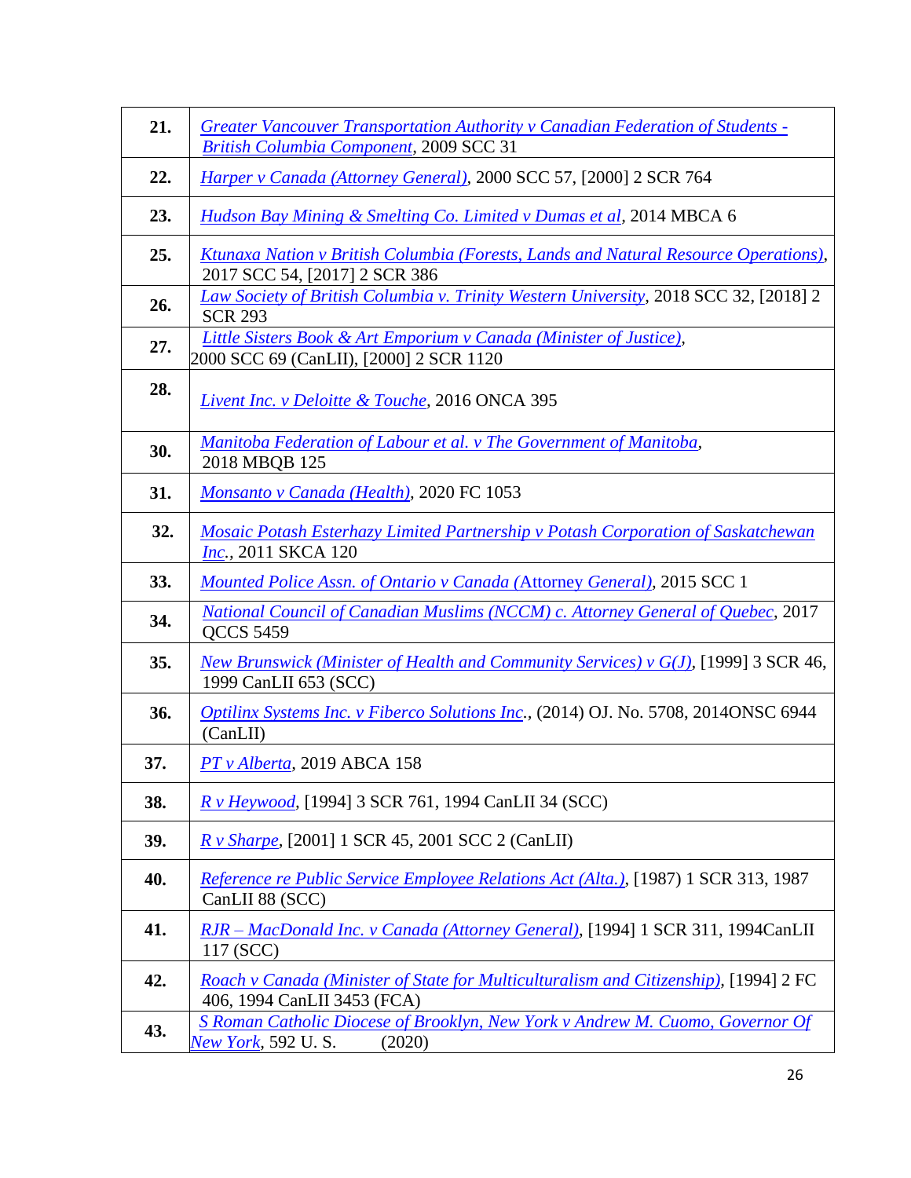| | |
|---|---|
| **21.** | Greater Vancouver Transportation Authority v Canadian Federation of Students - British Columbia Component, 2009 SCC 31 |
| **22.** | Harper v Canada (Attorney General), 2000 SCC 57, [2000] 2 SCR 764 |
| **23.** | Hudson Bay Mining & Smelting Co. Limited v Dumas et al, 2014 MBCA 6 |
| **25.** | Ktunaxa Nation v British Columbia (Forests, Lands and Natural Resource Operations), 2017 SCC 54, [2017] 2 SCR 386 |
| **26.** | Law Society of British Columbia v. Trinity Western University, 2018 SCC 32, [2018] 2 SCR 293 |
| **27.** | Little Sisters Book & Art Emporium v Canada (Minister of Justice), 2000 SCC 69 (CanLII), [2000] 2 SCR 1120 |
| **28.** | Livent Inc. v Deloitte & Touche, 2016 ONCA 395 |
| **30.** | Manitoba Federation of Labour et al. v The Government of Manitoba, 2018 MBQB 125 |
| **31.** | Monsanto v Canada (Health), 2020 FC 1053 |
| **32.** | Mosaic Potash Esterhazy Limited Partnership v Potash Corporation of Saskatchewan Inc., 2011 SKCA 120 |
| **33.** | Mounted Police Assn. of Ontario v Canada (Attorney General), 2015 SCC 1 |
| **34.** | National Council of Canadian Muslims (NCCM) c. Attorney General of Quebec, 2017 QCCS 5459 |
| **35.** | New Brunswick (Minister of Health and Community Services) v G(J), [1999] 3 SCR 46, 1999 CanLII 653 (SCC) |
| **36.** | Optilinx Systems Inc. v Fiberco Solutions Inc., (2014) OJ. No. 5708, 2014ONSC 6944 (CanLII) |
| **37.** | PT v Alberta, 2019 ABCA 158 |
| **38.** | R v Heywood, [1994] 3 SCR 761, 1994 CanLII 34 (SCC) |
| **39.** | R v Sharpe, [2001] 1 SCR 45, 2001 SCC 2 (CanLII) |
| **40.** | Reference re Public Service Employee Relations Act (Alta.), [1987) 1 SCR 313, 1987 CanLII 88 (SCC) |
| **41.** | RJR – MacDonald Inc. v Canada (Attorney General), [1994] 1 SCR 311, 1994CanLII 117 (SCC) |
| **42.** | Roach v Canada (Minister of State for Multiculturalism and Citizenship), [1994] 2 FC 406, 1994 CanLII 3453 (FCA) |
| **43.** | S Roman Catholic Diocese of Brooklyn, New York v Andrew M. Cuomo, Governor Of New York, 592 U. S. (2020) |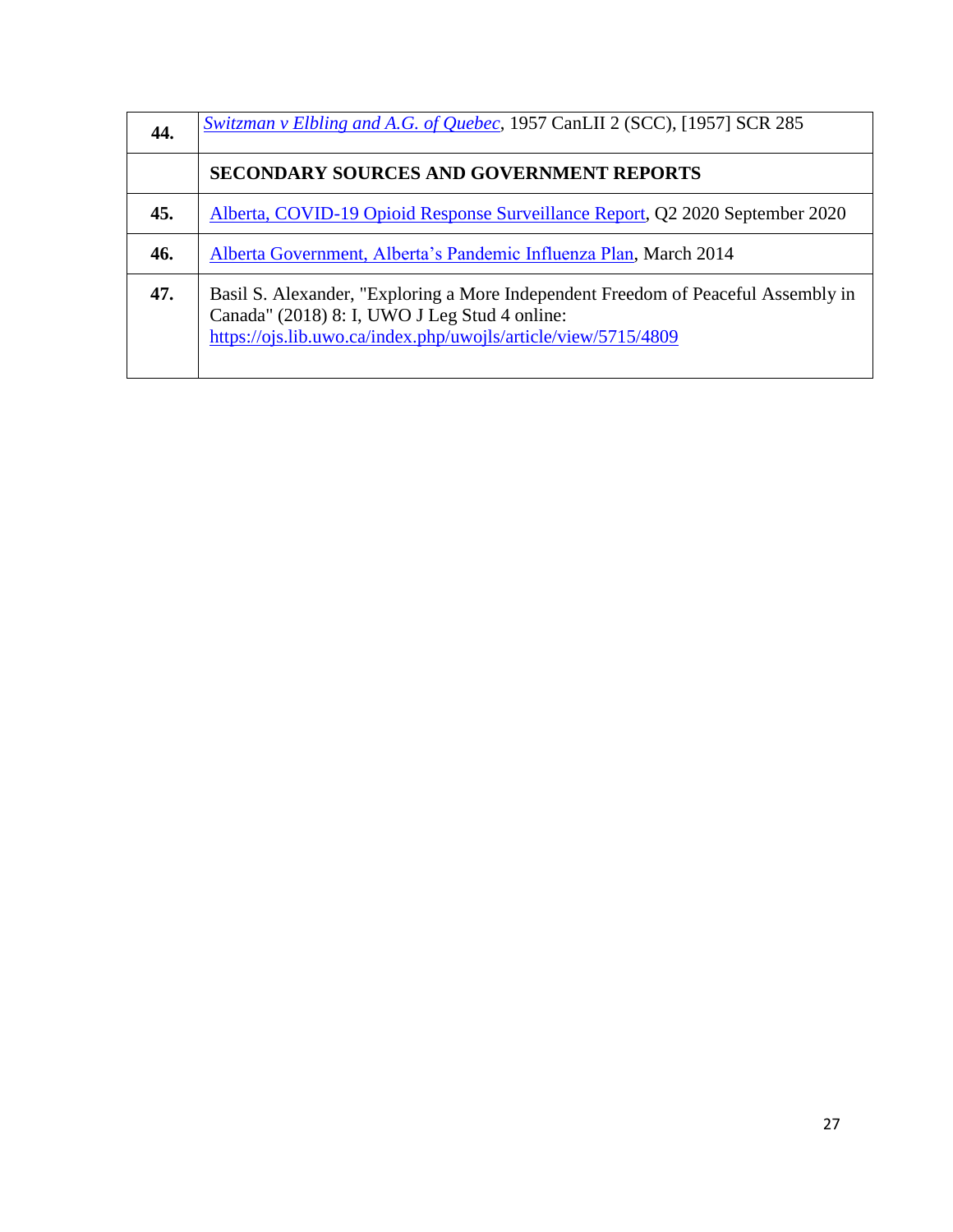| | |
|---|---|
| **44.** | *Switzman v Elbling and A.G. of Quebec*, 1957 CanLII 2 (SCC), [1957] SCR 285 |
| | **SECONDARY SOURCES AND GOVERNMENT REPORTS** |
| **45.** | Alberta, COVID-19 Opioid Response Surveillance Report, Q2 2020 September 2020 |
| **46.** | Alberta Government, Alberta's Pandemic Influenza Plan, March 2014 |
| **47.** | Basil S. Alexander, "Exploring a More Independent Freedom of Peaceful Assembly in Canada" (2018) 8: I, UWO J Leg Stud 4 online: https://ojs.lib.uwo.ca/index.php/uwojls/article/view/5715/4809 |